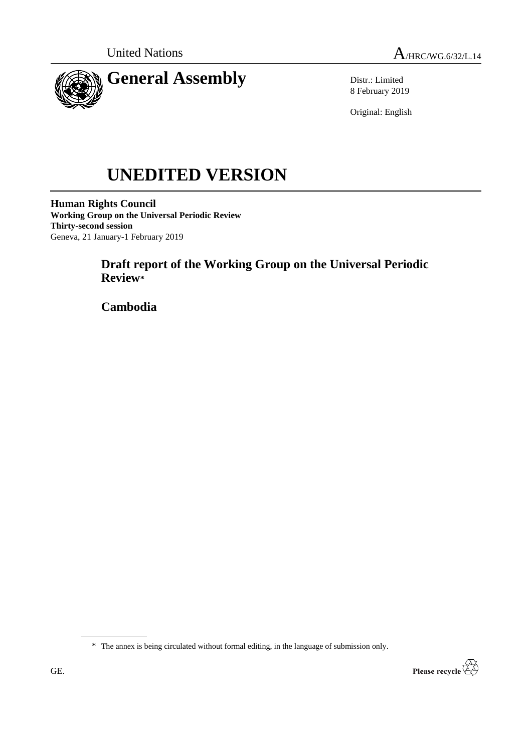United Nations A/HRC/WG.6/32/L.14

# General Assembly

Distr.: Limited
8 February 2019

Original: English

# UNEDITED VERSION

**Human Rights Council**
**Working Group on the Universal Periodic Review**
**Thirty-second session**
Geneva, 21 January-1 February 2019

## Draft report of the Working Group on the Universal Periodic Review*

## Cambodia

\* The annex is being circulated without formal editing, in the language of submission only.

GE.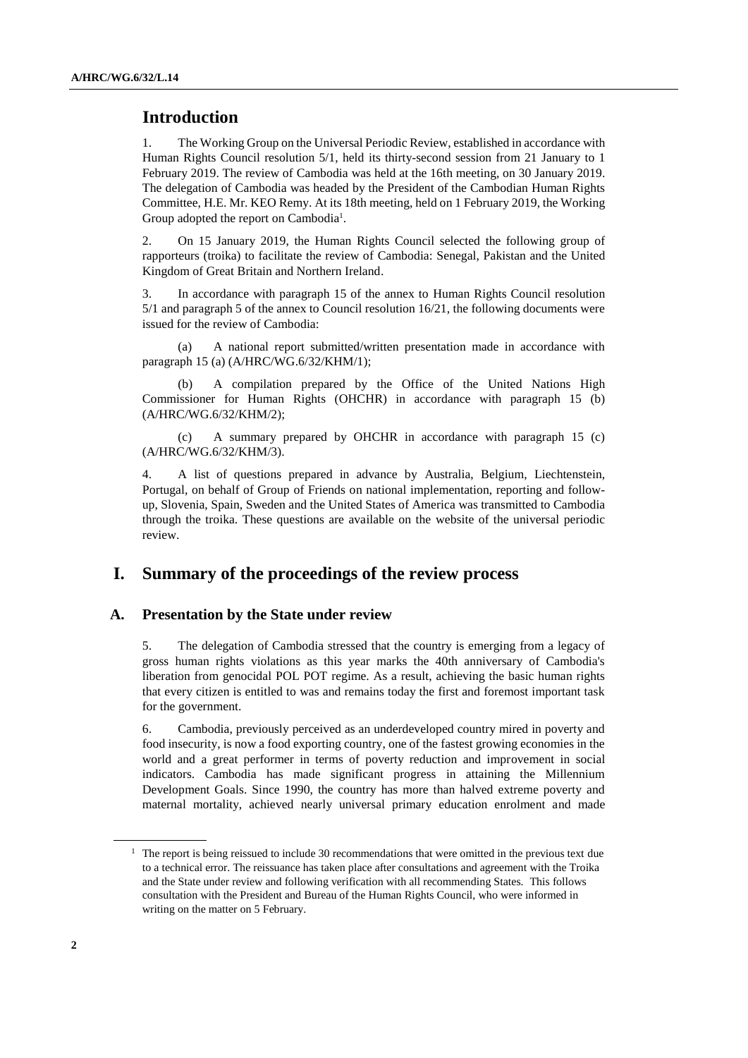## Introduction

1. The Working Group on the Universal Periodic Review, established in accordance with Human Rights Council resolution 5/1, held its thirty-second session from 21 January to 1 February 2019. The review of Cambodia was held at the 16th meeting, on 30 January 2019. The delegation of Cambodia was headed by the President of the Cambodian Human Rights Committee, H.E. Mr. KEO Remy. At its 18th meeting, held on 1 February 2019, the Working Group adopted the report on Cambodia[1].

2. On 15 January 2019, the Human Rights Council selected the following group of rapporteurs (troika) to facilitate the review of Cambodia: Senegal, Pakistan and the United Kingdom of Great Britain and Northern Ireland.

3. In accordance with paragraph 15 of the annex to Human Rights Council resolution 5/1 and paragraph 5 of the annex to Council resolution 16/21, the following documents were issued for the review of Cambodia:

(a) A national report submitted/written presentation made in accordance with paragraph 15 (a) (A/HRC/WG.6/32/KHM/1);

(b) A compilation prepared by the Office of the United Nations High Commissioner for Human Rights (OHCHR) in accordance with paragraph 15 (b) (A/HRC/WG.6/32/KHM/2);

(c) A summary prepared by OHCHR in accordance with paragraph 15 (c) (A/HRC/WG.6/32/KHM/3).

4. A list of questions prepared in advance by Australia, Belgium, Liechtenstein, Portugal, on behalf of Group of Friends on national implementation, reporting and follow-up, Slovenia, Spain, Sweden and the United States of America was transmitted to Cambodia through the troika. These questions are available on the website of the universal periodic review.

## I. Summary of the proceedings of the review process

### A. Presentation by the State under review

5. The delegation of Cambodia stressed that the country is emerging from a legacy of gross human rights violations as this year marks the 40th anniversary of Cambodia's liberation from genocidal POL POT regime. As a result, achieving the basic human rights that every citizen is entitled to was and remains today the first and foremost important task for the government.

6. Cambodia, previously perceived as an underdeveloped country mired in poverty and food insecurity, is now a food exporting country, one of the fastest growing economies in the world and a great performer in terms of poverty reduction and improvement in social indicators. Cambodia has made significant progress in attaining the Millennium Development Goals. Since 1990, the country has more than halved extreme poverty and maternal mortality, achieved nearly universal primary education enrolment and made

[1] The report is being reissued to include 30 recommendations that were omitted in the previous text due to a technical error. The reissuance has taken place after consultations and agreement with the Troika and the State under review and following verification with all recommending States. This follows consultation with the President and Bureau of the Human Rights Council, who were informed in writing on the matter on 5 February.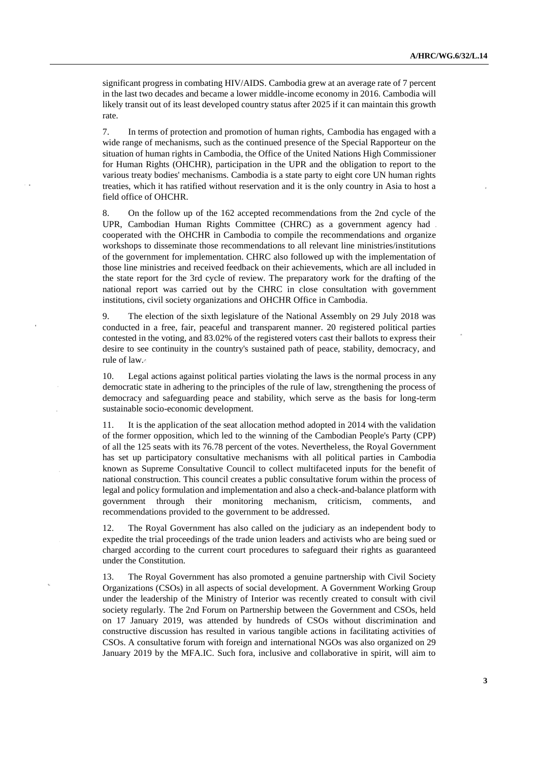significant progress in combating HIV/AIDS. Cambodia grew at an average rate of 7 percent in the last two decades and became a lower middle-income economy in 2016. Cambodia will likely transit out of its least developed country status after 2025 if it can maintain this growth rate.

7. In terms of protection and promotion of human rights, Cambodia has engaged with a wide range of mechanisms, such as the continued presence of the Special Rapporteur on the situation of human rights in Cambodia, the Office of the United Nations High Commissioner for Human Rights (OHCHR), participation in the UPR and the obligation to report to the various treaty bodies' mechanisms. Cambodia is a state party to eight core UN human rights treaties, which it has ratified without reservation and it is the only country in Asia to host a field office of OHCHR.

8. On the follow up of the 162 accepted recommendations from the 2nd cycle of the UPR, Cambodian Human Rights Committee (CHRC) as a government agency had cooperated with the OHCHR in Cambodia to compile the recommendations and organize workshops to disseminate those recommendations to all relevant line ministries/institutions of the government for implementation. CHRC also followed up with the implementation of those line ministries and received feedback on their achievements, which are all included in the state report for the 3rd cycle of review. The preparatory work for the drafting of the national report was carried out by the CHRC in close consultation with government institutions, civil society organizations and OHCHR Office in Cambodia.

9. The election of the sixth legislature of the National Assembly on 29 July 2018 was conducted in a free, fair, peaceful and transparent manner. 20 registered political parties contested in the voting, and 83.02% of the registered voters cast their ballots to express their desire to see continuity in the country's sustained path of peace, stability, democracy, and rule of law.

10. Legal actions against political parties violating the laws is the normal process in any democratic state in adhering to the principles of the rule of law, strengthening the process of democracy and safeguarding peace and stability, which serve as the basis for long-term sustainable socio-economic development.

11. It is the application of the seat allocation method adopted in 2014 with the validation of the former opposition, which led to the winning of the Cambodian People's Party (CPP) of all the 125 seats with its 76.78 percent of the votes. Nevertheless, the Royal Government has set up participatory consultative mechanisms with all political parties in Cambodia known as Supreme Consultative Council to collect multifaceted inputs for the benefit of national construction. This council creates a public consultative forum within the process of legal and policy formulation and implementation and also a check-and-balance platform with government through their monitoring mechanism, criticism, comments, and recommendations provided to the government to be addressed.

12. The Royal Government has also called on the judiciary as an independent body to expedite the trial proceedings of the trade union leaders and activists who are being sued or charged according to the current court procedures to safeguard their rights as guaranteed under the Constitution.

13. The Royal Government has also promoted a genuine partnership with Civil Society Organizations (CSOs) in all aspects of social development. A Government Working Group under the leadership of the Ministry of Interior was recently created to consult with civil society regularly. The 2nd Forum on Partnership between the Government and CSOs, held on 17 January 2019, was attended by hundreds of CSOs without discrimination and constructive discussion has resulted in various tangible actions in facilitating activities of CSOs. A consultative forum with foreign and international NGOs was also organized on 29 January 2019 by the MFA.IC. Such fora, inclusive and collaborative in spirit, will aim to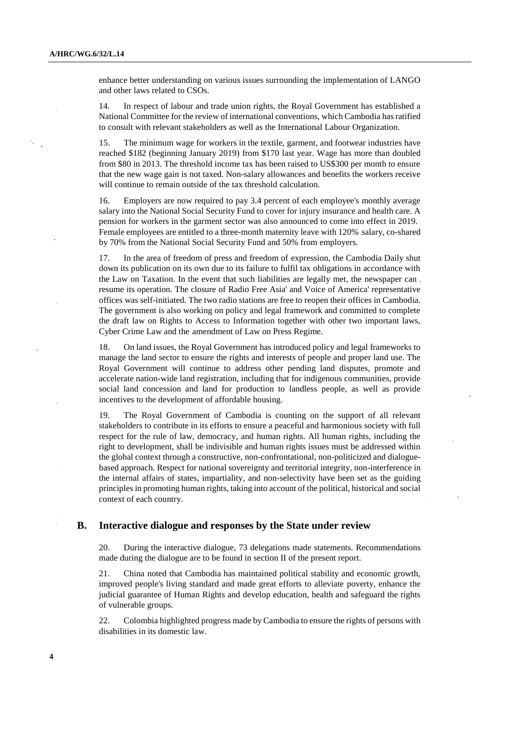enhance better understanding on various issues surrounding the implementation of LANGO and other laws related to CSOs.

14. In respect of labour and trade union rights, the Royal Government has established a National Committee for the review of international conventions, which Cambodia has ratified to consult with relevant stakeholders as well as the International Labour Organization.

15. The minimum wage for workers in the textile, garment, and footwear industries have reached $182 (beginning January 2019) from $170 last year. Wage has more than doubled from $80 in 2013. The threshold income tax has been raised to US$300 per month to ensure that the new wage gain is not taxed. Non-salary allowances and benefits the workers receive will continue to remain outside of the tax threshold calculation.

16. Employers are now required to pay 3.4 percent of each employee's monthly average salary into the National Social Security Fund to cover for injury insurance and health care. A pension for workers in the garment sector was also announced to come into effect in 2019. Female employees are entitled to a three-month maternity leave with 120% salary, co-shared by 70% from the National Social Security Fund and 50% from employers.

17. In the area of freedom of press and freedom of expression, the Cambodia Daily shut down its publication on its own due to its failure to fulfil tax obligations in accordance with the Law on Taxation. In the event that such liabilities are legally met, the newspaper can resume its operation. The closure of Radio Free Asia' and Voice of America' representative offices was self-initiated. The two radio stations are free to reopen their offices in Cambodia. The government is also working on policy and legal framework and committed to complete the draft law on Rights to Access to Information together with other two important laws, Cyber Crime Law and the amendment of Law on Press Regime.

18. On land issues, the Royal Government has introduced policy and legal frameworks to manage the land sector to ensure the rights and interests of people and proper land use. The Royal Government will continue to address other pending land disputes, promote and accelerate nation-wide land registration, including that for indigenous communities, provide social land concession and land for production to landless people, as well as provide incentives to the development of affordable housing.

19. The Royal Government of Cambodia is counting on the support of all relevant stakeholders to contribute in its efforts to ensure a peaceful and harmonious society with full respect for the rule of law, democracy, and human rights. All human rights, including the right to development, shall be indivisible and human rights issues must be addressed within the global context through a constructive, non-confrontational, non-politicized and dialogue-based approach. Respect for national sovereignty and territorial integrity, non-interference in the internal affairs of states, impartiality, and non-selectivity have been set as the guiding principles in promoting human rights, taking into account of the political, historical and social context of each country.

## B. Interactive dialogue and responses by the State under review

20. During the interactive dialogue, 73 delegations made statements. Recommendations made during the dialogue are to be found in section II of the present report.

21. China noted that Cambodia has maintained political stability and economic growth, improved people's living standard and made great efforts to alleviate poverty, enhance the judicial guarantee of Human Rights and develop education, health and safeguard the rights of vulnerable groups.

22. Colombia highlighted progress made by Cambodia to ensure the rights of persons with disabilities in its domestic law.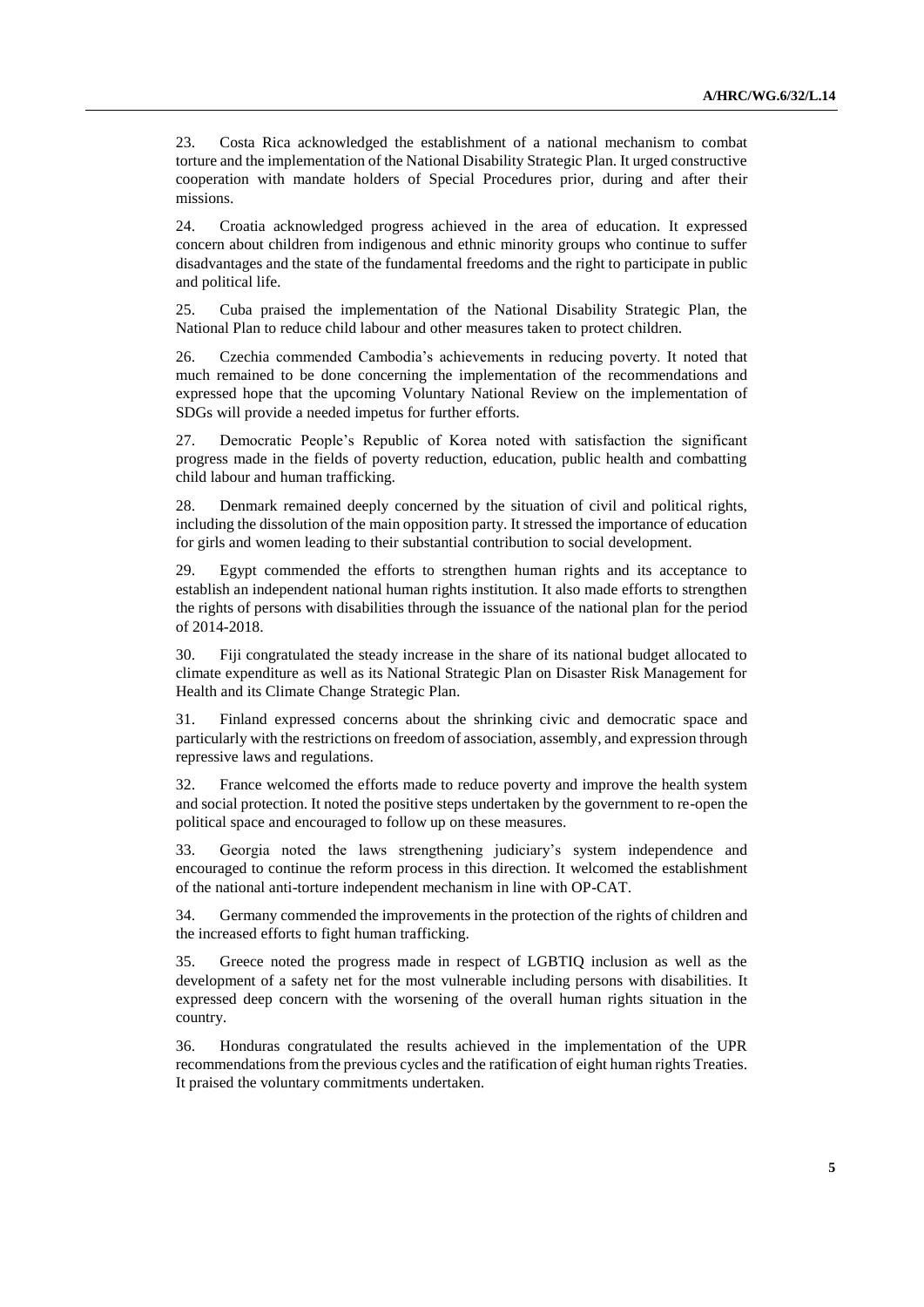23. Costa Rica acknowledged the establishment of a national mechanism to combat torture and the implementation of the National Disability Strategic Plan. It urged constructive cooperation with mandate holders of Special Procedures prior, during and after their missions.

24. Croatia acknowledged progress achieved in the area of education. It expressed concern about children from indigenous and ethnic minority groups who continue to suffer disadvantages and the state of the fundamental freedoms and the right to participate in public and political life.

25. Cuba praised the implementation of the National Disability Strategic Plan, the National Plan to reduce child labour and other measures taken to protect children.

26. Czechia commended Cambodia's achievements in reducing poverty. It noted that much remained to be done concerning the implementation of the recommendations and expressed hope that the upcoming Voluntary National Review on the implementation of SDGs will provide a needed impetus for further efforts.

27. Democratic People's Republic of Korea noted with satisfaction the significant progress made in the fields of poverty reduction, education, public health and combatting child labour and human trafficking.

28. Denmark remained deeply concerned by the situation of civil and political rights, including the dissolution of the main opposition party. It stressed the importance of education for girls and women leading to their substantial contribution to social development.

29. Egypt commended the efforts to strengthen human rights and its acceptance to establish an independent national human rights institution. It also made efforts to strengthen the rights of persons with disabilities through the issuance of the national plan for the period of 2014-2018.

30. Fiji congratulated the steady increase in the share of its national budget allocated to climate expenditure as well as its National Strategic Plan on Disaster Risk Management for Health and its Climate Change Strategic Plan.

31. Finland expressed concerns about the shrinking civic and democratic space and particularly with the restrictions on freedom of association, assembly, and expression through repressive laws and regulations.

32. France welcomed the efforts made to reduce poverty and improve the health system and social protection. It noted the positive steps undertaken by the government to re-open the political space and encouraged to follow up on these measures.

33. Georgia noted the laws strengthening judiciary's system independence and encouraged to continue the reform process in this direction. It welcomed the establishment of the national anti-torture independent mechanism in line with OP-CAT.

34. Germany commended the improvements in the protection of the rights of children and the increased efforts to fight human trafficking.

35. Greece noted the progress made in respect of LGBTIQ inclusion as well as the development of a safety net for the most vulnerable including persons with disabilities. It expressed deep concern with the worsening of the overall human rights situation in the country.

36. Honduras congratulated the results achieved in the implementation of the UPR recommendations from the previous cycles and the ratification of eight human rights Treaties. It praised the voluntary commitments undertaken.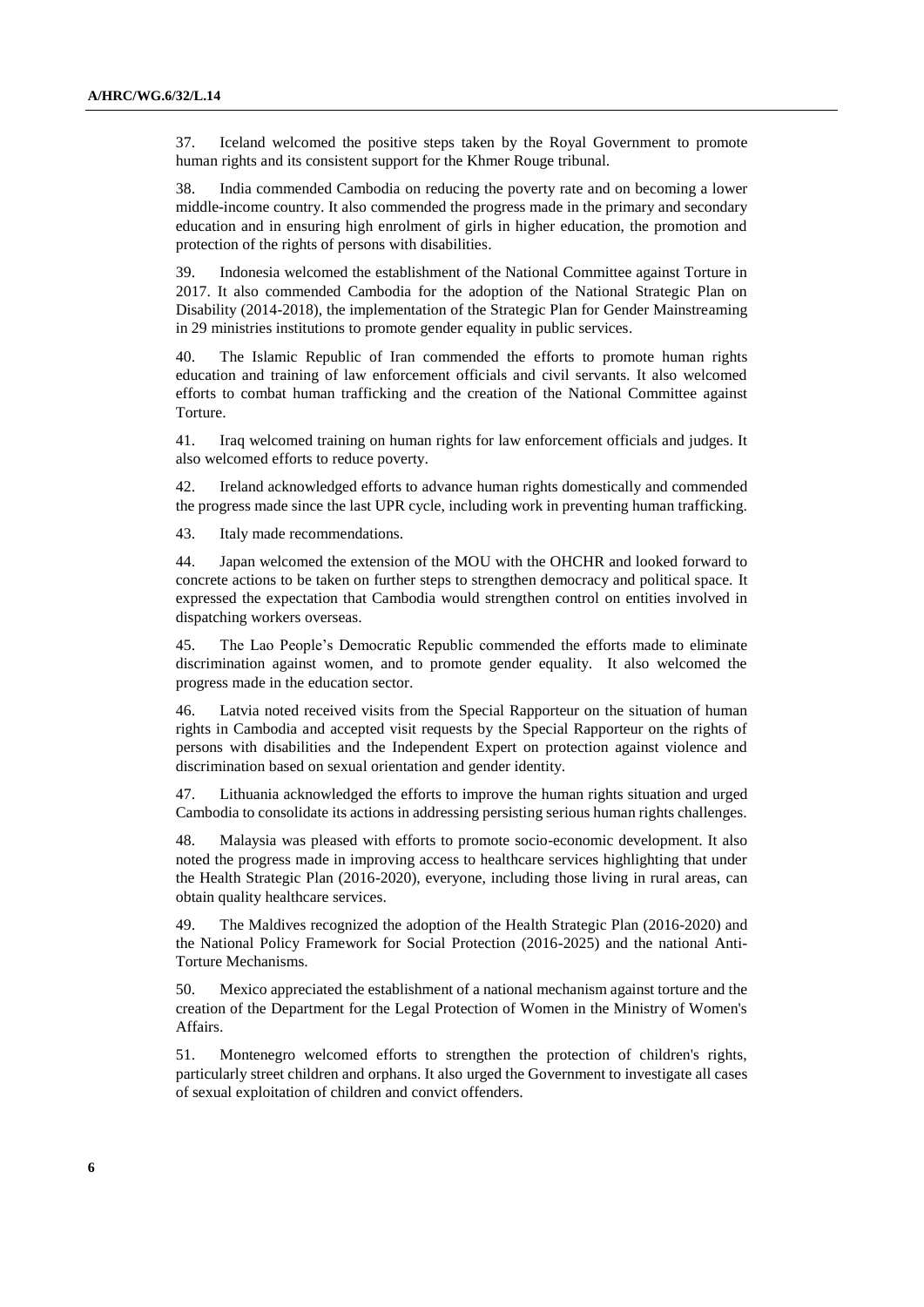37. Iceland welcomed the positive steps taken by the Royal Government to promote human rights and its consistent support for the Khmer Rouge tribunal.

38. India commended Cambodia on reducing the poverty rate and on becoming a lower middle-income country. It also commended the progress made in the primary and secondary education and in ensuring high enrolment of girls in higher education, the promotion and protection of the rights of persons with disabilities.

39. Indonesia welcomed the establishment of the National Committee against Torture in 2017. It also commended Cambodia for the adoption of the National Strategic Plan on Disability (2014-2018), the implementation of the Strategic Plan for Gender Mainstreaming in 29 ministries institutions to promote gender equality in public services.

40. The Islamic Republic of Iran commended the efforts to promote human rights education and training of law enforcement officials and civil servants. It also welcomed efforts to combat human trafficking and the creation of the National Committee against Torture.

41. Iraq welcomed training on human rights for law enforcement officials and judges. It also welcomed efforts to reduce poverty.

42. Ireland acknowledged efforts to advance human rights domestically and commended the progress made since the last UPR cycle, including work in preventing human trafficking.

43. Italy made recommendations.

44. Japan welcomed the extension of the MOU with the OHCHR and looked forward to concrete actions to be taken on further steps to strengthen democracy and political space. It expressed the expectation that Cambodia would strengthen control on entities involved in dispatching workers overseas.

45. The Lao People's Democratic Republic commended the efforts made to eliminate discrimination against women, and to promote gender equality. It also welcomed the progress made in the education sector.

46. Latvia noted received visits from the Special Rapporteur on the situation of human rights in Cambodia and accepted visit requests by the Special Rapporteur on the rights of persons with disabilities and the Independent Expert on protection against violence and discrimination based on sexual orientation and gender identity.

47. Lithuania acknowledged the efforts to improve the human rights situation and urged Cambodia to consolidate its actions in addressing persisting serious human rights challenges.

48. Malaysia was pleased with efforts to promote socio-economic development. It also noted the progress made in improving access to healthcare services highlighting that under the Health Strategic Plan (2016-2020), everyone, including those living in rural areas, can obtain quality healthcare services.

49. The Maldives recognized the adoption of the Health Strategic Plan (2016-2020) and the National Policy Framework for Social Protection (2016-2025) and the national Anti-Torture Mechanisms.

50. Mexico appreciated the establishment of a national mechanism against torture and the creation of the Department for the Legal Protection of Women in the Ministry of Women's Affairs.

51. Montenegro welcomed efforts to strengthen the protection of children's rights, particularly street children and orphans. It also urged the Government to investigate all cases of sexual exploitation of children and convict offenders.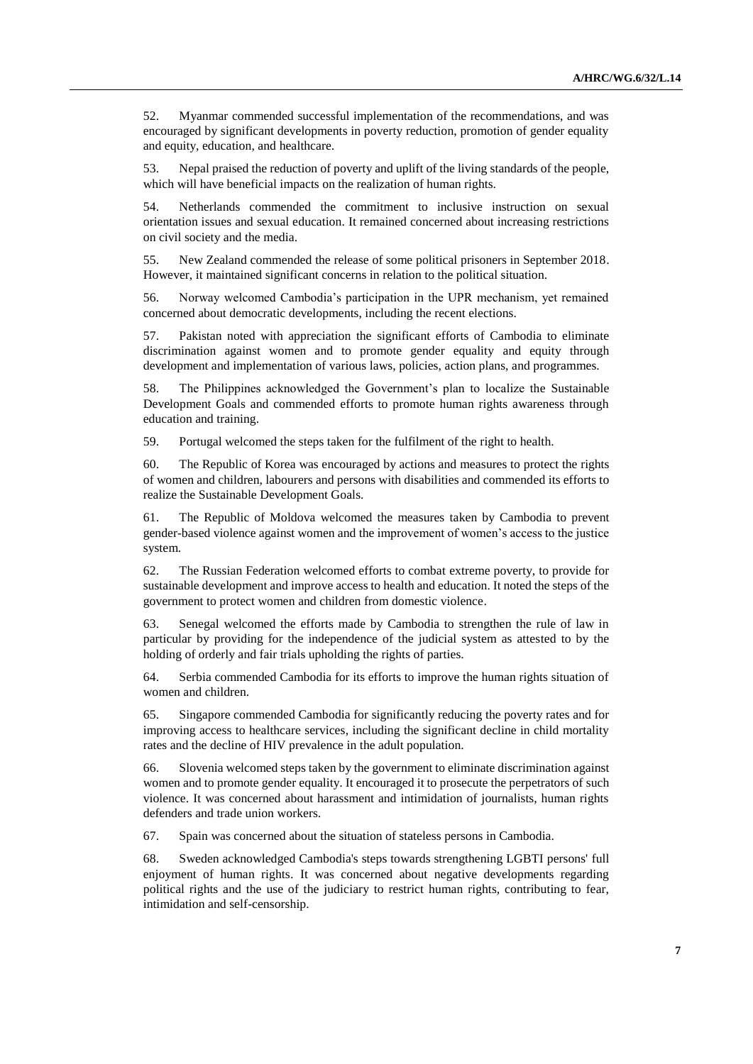52. Myanmar commended successful implementation of the recommendations, and was encouraged by significant developments in poverty reduction, promotion of gender equality and equity, education, and healthcare.

53. Nepal praised the reduction of poverty and uplift of the living standards of the people, which will have beneficial impacts on the realization of human rights.

54. Netherlands commended the commitment to inclusive instruction on sexual orientation issues and sexual education. It remained concerned about increasing restrictions on civil society and the media.

55. New Zealand commended the release of some political prisoners in September 2018. However, it maintained significant concerns in relation to the political situation.

56. Norway welcomed Cambodia's participation in the UPR mechanism, yet remained concerned about democratic developments, including the recent elections.

57. Pakistan noted with appreciation the significant efforts of Cambodia to eliminate discrimination against women and to promote gender equality and equity through development and implementation of various laws, policies, action plans, and programmes.

58. The Philippines acknowledged the Government's plan to localize the Sustainable Development Goals and commended efforts to promote human rights awareness through education and training.

59. Portugal welcomed the steps taken for the fulfilment of the right to health.

60. The Republic of Korea was encouraged by actions and measures to protect the rights of women and children, labourers and persons with disabilities and commended its efforts to realize the Sustainable Development Goals.

61. The Republic of Moldova welcomed the measures taken by Cambodia to prevent gender-based violence against women and the improvement of women's access to the justice system.

62. The Russian Federation welcomed efforts to combat extreme poverty, to provide for sustainable development and improve access to health and education. It noted the steps of the government to protect women and children from domestic violence.

63. Senegal welcomed the efforts made by Cambodia to strengthen the rule of law in particular by providing for the independence of the judicial system as attested to by the holding of orderly and fair trials upholding the rights of parties.

64. Serbia commended Cambodia for its efforts to improve the human rights situation of women and children.

65. Singapore commended Cambodia for significantly reducing the poverty rates and for improving access to healthcare services, including the significant decline in child mortality rates and the decline of HIV prevalence in the adult population.

66. Slovenia welcomed steps taken by the government to eliminate discrimination against women and to promote gender equality. It encouraged it to prosecute the perpetrators of such violence. It was concerned about harassment and intimidation of journalists, human rights defenders and trade union workers.

67. Spain was concerned about the situation of stateless persons in Cambodia.

68. Sweden acknowledged Cambodia's steps towards strengthening LGBTI persons' full enjoyment of human rights. It was concerned about negative developments regarding political rights and the use of the judiciary to restrict human rights, contributing to fear, intimidation and self-censorship.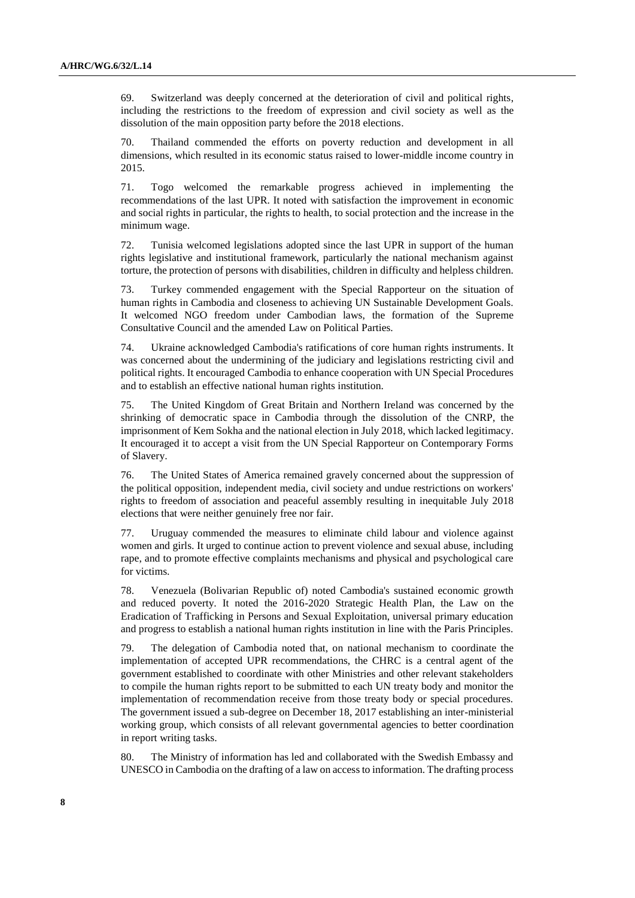69. Switzerland was deeply concerned at the deterioration of civil and political rights, including the restrictions to the freedom of expression and civil society as well as the dissolution of the main opposition party before the 2018 elections.

70. Thailand commended the efforts on poverty reduction and development in all dimensions, which resulted in its economic status raised to lower-middle income country in 2015.

71. Togo welcomed the remarkable progress achieved in implementing the recommendations of the last UPR. It noted with satisfaction the improvement in economic and social rights in particular, the rights to health, to social protection and the increase in the minimum wage.

72. Tunisia welcomed legislations adopted since the last UPR in support of the human rights legislative and institutional framework, particularly the national mechanism against torture, the protection of persons with disabilities, children in difficulty and helpless children.

73. Turkey commended engagement with the Special Rapporteur on the situation of human rights in Cambodia and closeness to achieving UN Sustainable Development Goals. It welcomed NGO freedom under Cambodian laws, the formation of the Supreme Consultative Council and the amended Law on Political Parties.

74. Ukraine acknowledged Cambodia's ratifications of core human rights instruments. It was concerned about the undermining of the judiciary and legislations restricting civil and political rights. It encouraged Cambodia to enhance cooperation with UN Special Procedures and to establish an effective national human rights institution.

75. The United Kingdom of Great Britain and Northern Ireland was concerned by the shrinking of democratic space in Cambodia through the dissolution of the CNRP, the imprisonment of Kem Sokha and the national election in July 2018, which lacked legitimacy. It encouraged it to accept a visit from the UN Special Rapporteur on Contemporary Forms of Slavery.

76. The United States of America remained gravely concerned about the suppression of the political opposition, independent media, civil society and undue restrictions on workers' rights to freedom of association and peaceful assembly resulting in inequitable July 2018 elections that were neither genuinely free nor fair.

77. Uruguay commended the measures to eliminate child labour and violence against women and girls. It urged to continue action to prevent violence and sexual abuse, including rape, and to promote effective complaints mechanisms and physical and psychological care for victims.

78. Venezuela (Bolivarian Republic of) noted Cambodia's sustained economic growth and reduced poverty. It noted the 2016-2020 Strategic Health Plan, the Law on the Eradication of Trafficking in Persons and Sexual Exploitation, universal primary education and progress to establish a national human rights institution in line with the Paris Principles.

79. The delegation of Cambodia noted that, on national mechanism to coordinate the implementation of accepted UPR recommendations, the CHRC is a central agent of the government established to coordinate with other Ministries and other relevant stakeholders to compile the human rights report to be submitted to each UN treaty body and monitor the implementation of recommendation receive from those treaty body or special procedures. The government issued a sub-degree on December 18, 2017 establishing an inter-ministerial working group, which consists of all relevant governmental agencies to better coordination in report writing tasks.

80. The Ministry of information has led and collaborated with the Swedish Embassy and UNESCO in Cambodia on the drafting of a law on access to information. The drafting process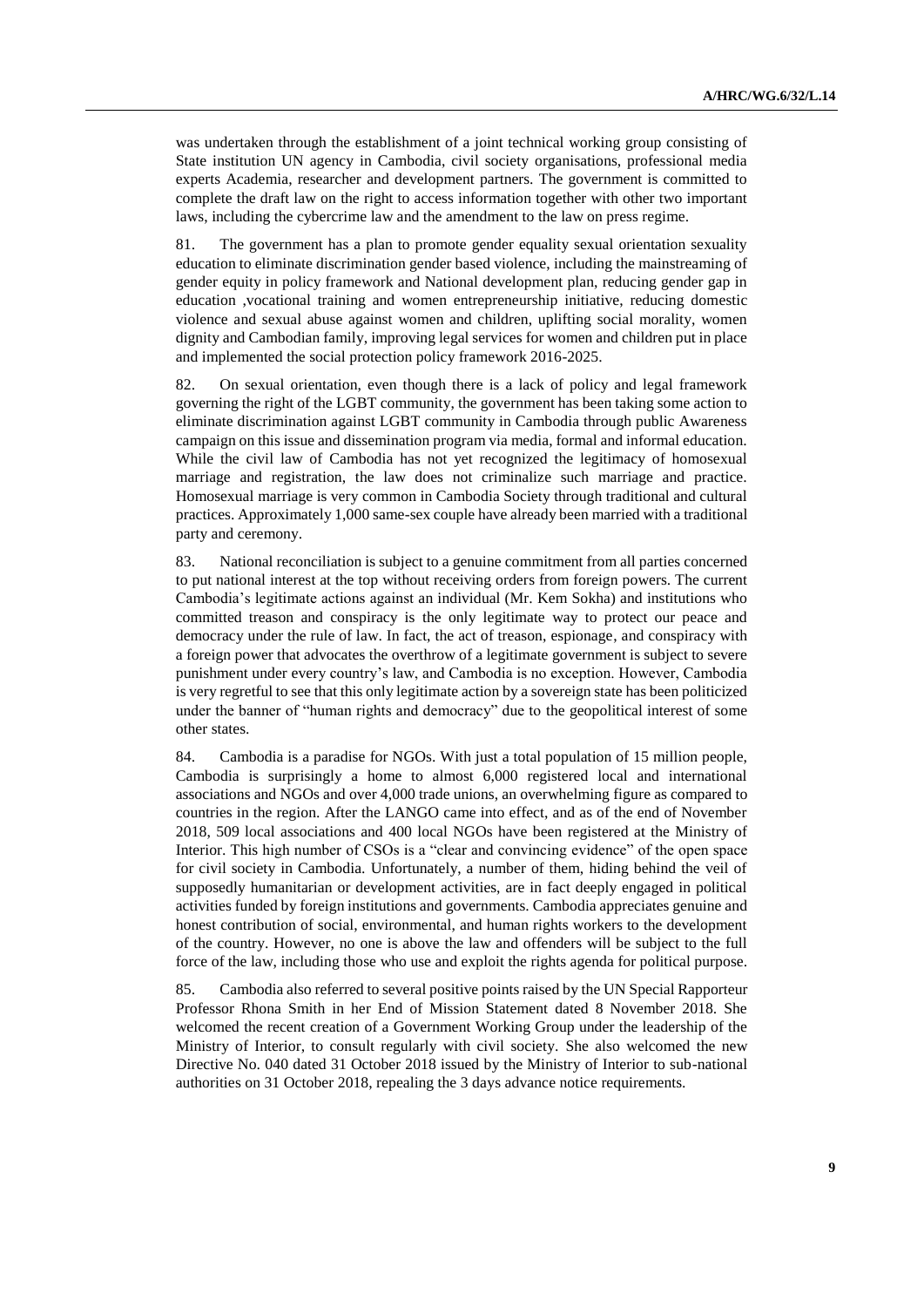was undertaken through the establishment of a joint technical working group consisting of State institution UN agency in Cambodia, civil society organisations, professional media experts Academia, researcher and development partners. The government is committed to complete the draft law on the right to access information together with other two important laws, including the cybercrime law and the amendment to the law on press regime.

81. The government has a plan to promote gender equality sexual orientation sexuality education to eliminate discrimination gender based violence, including the mainstreaming of gender equity in policy framework and National development plan, reducing gender gap in education ,vocational training and women entrepreneurship initiative, reducing domestic violence and sexual abuse against women and children, uplifting social morality, women dignity and Cambodian family, improving legal services for women and children put in place and implemented the social protection policy framework 2016-2025.

82. On sexual orientation, even though there is a lack of policy and legal framework governing the right of the LGBT community, the government has been taking some action to eliminate discrimination against LGBT community in Cambodia through public Awareness campaign on this issue and dissemination program via media, formal and informal education. While the civil law of Cambodia has not yet recognized the legitimacy of homosexual marriage and registration, the law does not criminalize such marriage and practice. Homosexual marriage is very common in Cambodia Society through traditional and cultural practices. Approximately 1,000 same-sex couple have already been married with a traditional party and ceremony.

83. National reconciliation is subject to a genuine commitment from all parties concerned to put national interest at the top without receiving orders from foreign powers. The current Cambodia's legitimate actions against an individual (Mr. Kem Sokha) and institutions who committed treason and conspiracy is the only legitimate way to protect our peace and democracy under the rule of law. In fact, the act of treason, espionage, and conspiracy with a foreign power that advocates the overthrow of a legitimate government is subject to severe punishment under every country's law, and Cambodia is no exception. However, Cambodia is very regretful to see that this only legitimate action by a sovereign state has been politicized under the banner of "human rights and democracy" due to the geopolitical interest of some other states.

84. Cambodia is a paradise for NGOs. With just a total population of 15 million people, Cambodia is surprisingly a home to almost 6,000 registered local and international associations and NGOs and over 4,000 trade unions, an overwhelming figure as compared to countries in the region. After the LANGO came into effect, and as of the end of November 2018, 509 local associations and 400 local NGOs have been registered at the Ministry of Interior. This high number of CSOs is a "clear and convincing evidence" of the open space for civil society in Cambodia. Unfortunately, a number of them, hiding behind the veil of supposedly humanitarian or development activities, are in fact deeply engaged in political activities funded by foreign institutions and governments. Cambodia appreciates genuine and honest contribution of social, environmental, and human rights workers to the development of the country. However, no one is above the law and offenders will be subject to the full force of the law, including those who use and exploit the rights agenda for political purpose.

85. Cambodia also referred to several positive points raised by the UN Special Rapporteur Professor Rhona Smith in her End of Mission Statement dated 8 November 2018. She welcomed the recent creation of a Government Working Group under the leadership of the Ministry of Interior, to consult regularly with civil society. She also welcomed the new Directive No. 040 dated 31 October 2018 issued by the Ministry of Interior to sub-national authorities on 31 October 2018, repealing the 3 days advance notice requirements.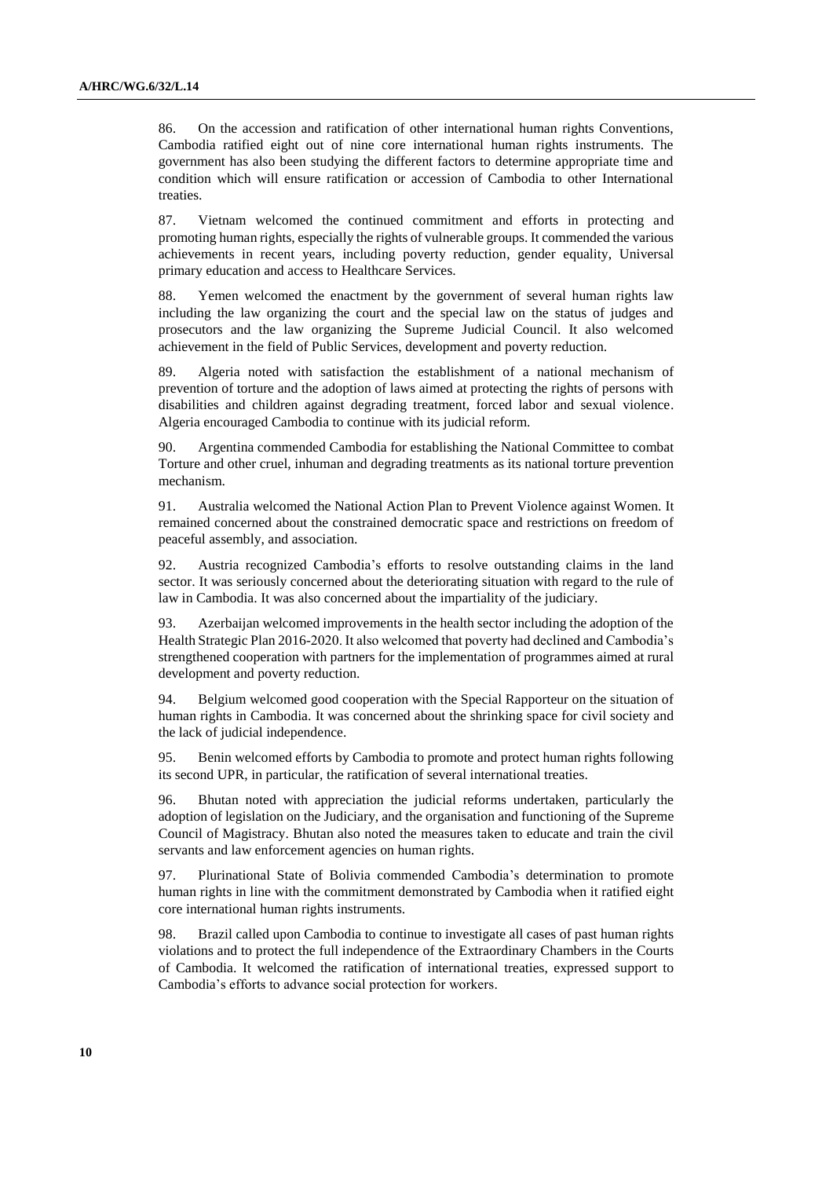86. On the accession and ratification of other international human rights Conventions, Cambodia ratified eight out of nine core international human rights instruments. The government has also been studying the different factors to determine appropriate time and condition which will ensure ratification or accession of Cambodia to other International treaties.

87. Vietnam welcomed the continued commitment and efforts in protecting and promoting human rights, especially the rights of vulnerable groups. It commended the various achievements in recent years, including poverty reduction, gender equality, Universal primary education and access to Healthcare Services.

88. Yemen welcomed the enactment by the government of several human rights law including the law organizing the court and the special law on the status of judges and prosecutors and the law organizing the Supreme Judicial Council. It also welcomed achievement in the field of Public Services, development and poverty reduction.

89. Algeria noted with satisfaction the establishment of a national mechanism of prevention of torture and the adoption of laws aimed at protecting the rights of persons with disabilities and children against degrading treatment, forced labor and sexual violence. Algeria encouraged Cambodia to continue with its judicial reform.

90. Argentina commended Cambodia for establishing the National Committee to combat Torture and other cruel, inhuman and degrading treatments as its national torture prevention mechanism.

91. Australia welcomed the National Action Plan to Prevent Violence against Women. It remained concerned about the constrained democratic space and restrictions on freedom of peaceful assembly, and association.

92. Austria recognized Cambodia's efforts to resolve outstanding claims in the land sector. It was seriously concerned about the deteriorating situation with regard to the rule of law in Cambodia. It was also concerned about the impartiality of the judiciary.

93. Azerbaijan welcomed improvements in the health sector including the adoption of the Health Strategic Plan 2016-2020. It also welcomed that poverty had declined and Cambodia's strengthened cooperation with partners for the implementation of programmes aimed at rural development and poverty reduction.

94. Belgium welcomed good cooperation with the Special Rapporteur on the situation of human rights in Cambodia. It was concerned about the shrinking space for civil society and the lack of judicial independence.

95. Benin welcomed efforts by Cambodia to promote and protect human rights following its second UPR, in particular, the ratification of several international treaties.

96. Bhutan noted with appreciation the judicial reforms undertaken, particularly the adoption of legislation on the Judiciary, and the organisation and functioning of the Supreme Council of Magistracy. Bhutan also noted the measures taken to educate and train the civil servants and law enforcement agencies on human rights.

97. Plurinational State of Bolivia commended Cambodia's determination to promote human rights in line with the commitment demonstrated by Cambodia when it ratified eight core international human rights instruments.

98. Brazil called upon Cambodia to continue to investigate all cases of past human rights violations and to protect the full independence of the Extraordinary Chambers in the Courts of Cambodia. It welcomed the ratification of international treaties, expressed support to Cambodia's efforts to advance social protection for workers.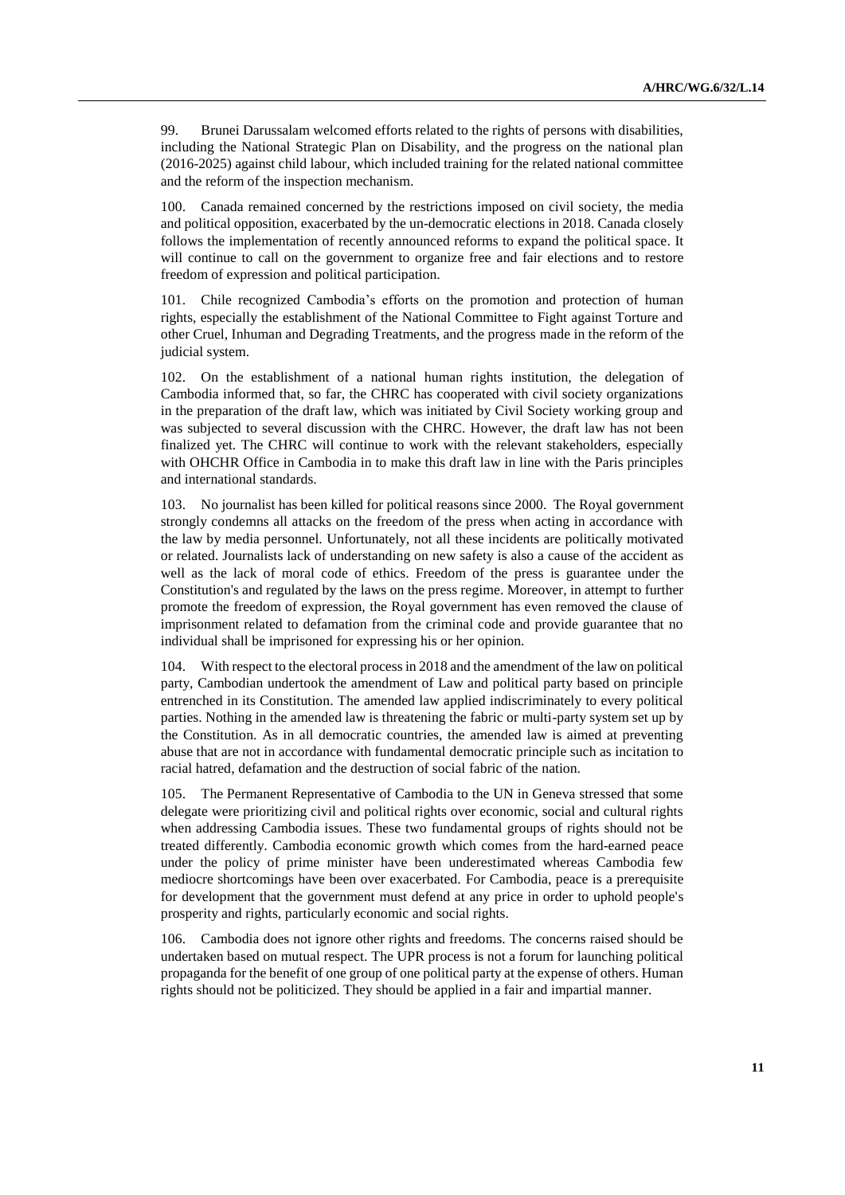99. Brunei Darussalam welcomed efforts related to the rights of persons with disabilities, including the National Strategic Plan on Disability, and the progress on the national plan (2016-2025) against child labour, which included training for the related national committee and the reform of the inspection mechanism.

100. Canada remained concerned by the restrictions imposed on civil society, the media and political opposition, exacerbated by the un-democratic elections in 2018. Canada closely follows the implementation of recently announced reforms to expand the political space. It will continue to call on the government to organize free and fair elections and to restore freedom of expression and political participation.

101. Chile recognized Cambodia's efforts on the promotion and protection of human rights, especially the establishment of the National Committee to Fight against Torture and other Cruel, Inhuman and Degrading Treatments, and the progress made in the reform of the judicial system.

102. On the establishment of a national human rights institution, the delegation of Cambodia informed that, so far, the CHRC has cooperated with civil society organizations in the preparation of the draft law, which was initiated by Civil Society working group and was subjected to several discussion with the CHRC. However, the draft law has not been finalized yet. The CHRC will continue to work with the relevant stakeholders, especially with OHCHR Office in Cambodia in to make this draft law in line with the Paris principles and international standards.

103. No journalist has been killed for political reasons since 2000. The Royal government strongly condemns all attacks on the freedom of the press when acting in accordance with the law by media personnel. Unfortunately, not all these incidents are politically motivated or related. Journalists lack of understanding on new safety is also a cause of the accident as well as the lack of moral code of ethics. Freedom of the press is guarantee under the Constitution's and regulated by the laws on the press regime. Moreover, in attempt to further promote the freedom of expression, the Royal government has even removed the clause of imprisonment related to defamation from the criminal code and provide guarantee that no individual shall be imprisoned for expressing his or her opinion.

104. With respect to the electoral process in 2018 and the amendment of the law on political party, Cambodian undertook the amendment of Law and political party based on principle entrenched in its Constitution. The amended law applied indiscriminately to every political parties. Nothing in the amended law is threatening the fabric or multi-party system set up by the Constitution. As in all democratic countries, the amended law is aimed at preventing abuse that are not in accordance with fundamental democratic principle such as incitation to racial hatred, defamation and the destruction of social fabric of the nation.

105. The Permanent Representative of Cambodia to the UN in Geneva stressed that some delegate were prioritizing civil and political rights over economic, social and cultural rights when addressing Cambodia issues. These two fundamental groups of rights should not be treated differently. Cambodia economic growth which comes from the hard-earned peace under the policy of prime minister have been underestimated whereas Cambodia few mediocre shortcomings have been over exacerbated. For Cambodia, peace is a prerequisite for development that the government must defend at any price in order to uphold people's prosperity and rights, particularly economic and social rights.

106. Cambodia does not ignore other rights and freedoms. The concerns raised should be undertaken based on mutual respect. The UPR process is not a forum for launching political propaganda for the benefit of one group of one political party at the expense of others. Human rights should not be politicized. They should be applied in a fair and impartial manner.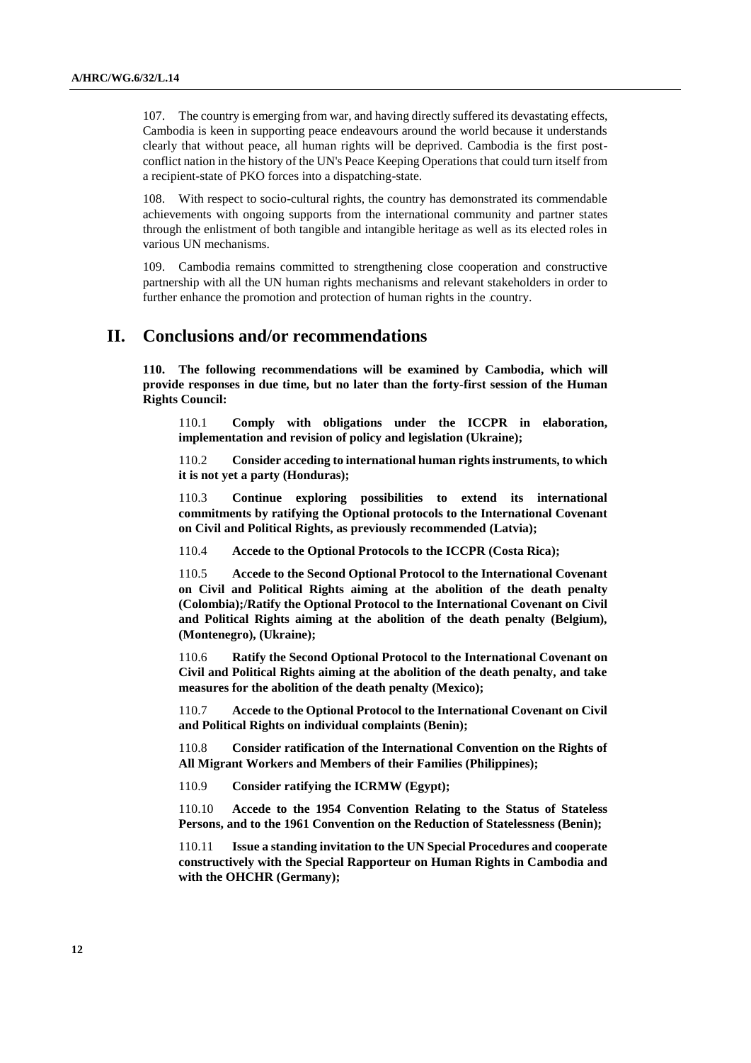107. The country is emerging from war, and having directly suffered its devastating effects, Cambodia is keen in supporting peace endeavours around the world because it understands clearly that without peace, all human rights will be deprived. Cambodia is the first post-conflict nation in the history of the UN's Peace Keeping Operations that could turn itself from a recipient-state of PKO forces into a dispatching-state.

108. With respect to socio-cultural rights, the country has demonstrated its commendable achievements with ongoing supports from the international community and partner states through the enlistment of both tangible and intangible heritage as well as its elected roles in various UN mechanisms.

109. Cambodia remains committed to strengthening close cooperation and constructive partnership with all the UN human rights mechanisms and relevant stakeholders in order to further enhance the promotion and protection of human rights in the country.

# II. Conclusions and/or recommendations

**110. The following recommendations will be examined by Cambodia, which will provide responses in due time, but no later than the forty-first session of the Human Rights Council:**

110.1 **Comply with obligations under the ICCPR in elaboration, implementation and revision of policy and legislation (Ukraine);**

110.2 **Consider acceding to international human rights instruments, to which it is not yet a party (Honduras);**

110.3 **Continue exploring possibilities to extend its international commitments by ratifying the Optional protocols to the International Covenant on Civil and Political Rights, as previously recommended (Latvia);**

110.4 **Accede to the Optional Protocols to the ICCPR (Costa Rica);**

110.5 **Accede to the Second Optional Protocol to the International Covenant on Civil and Political Rights aiming at the abolition of the death penalty (Colombia);/Ratify the Optional Protocol to the International Covenant on Civil and Political Rights aiming at the abolition of the death penalty (Belgium), (Montenegro), (Ukraine);**

110.6 **Ratify the Second Optional Protocol to the International Covenant on Civil and Political Rights aiming at the abolition of the death penalty, and take measures for the abolition of the death penalty (Mexico);**

110.7 **Accede to the Optional Protocol to the International Covenant on Civil and Political Rights on individual complaints (Benin);**

110.8 **Consider ratification of the International Convention on the Rights of All Migrant Workers and Members of their Families (Philippines);**

110.9 **Consider ratifying the ICRMW (Egypt);**

110.10 **Accede to the 1954 Convention Relating to the Status of Stateless Persons, and to the 1961 Convention on the Reduction of Statelessness (Benin);**

110.11 **Issue a standing invitation to the UN Special Procedures and cooperate constructively with the Special Rapporteur on Human Rights in Cambodia and with the OHCHR (Germany);**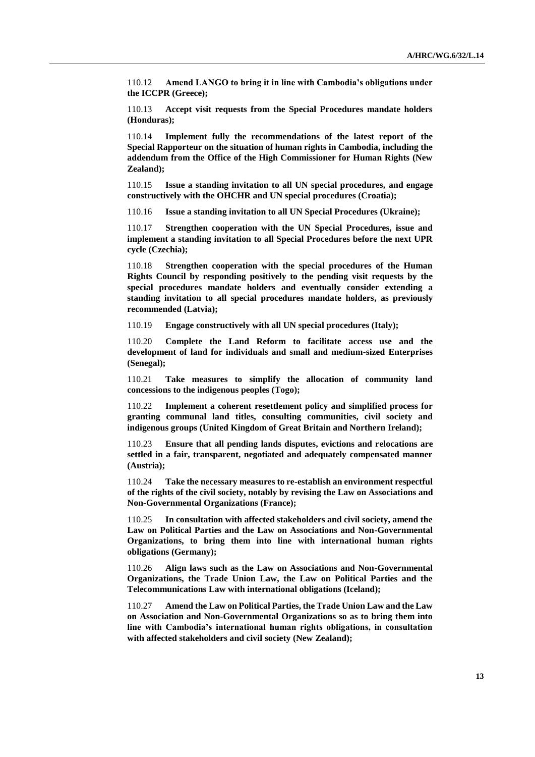110.12 **Amend LANGO to bring it in line with Cambodia's obligations under the ICCPR (Greece);**

110.13 **Accept visit requests from the Special Procedures mandate holders (Honduras);**

110.14 **Implement fully the recommendations of the latest report of the Special Rapporteur on the situation of human rights in Cambodia, including the addendum from the Office of the High Commissioner for Human Rights (New Zealand);**

110.15 **Issue a standing invitation to all UN special procedures, and engage constructively with the OHCHR and UN special procedures (Croatia);**

110.16 **Issue a standing invitation to all UN Special Procedures (Ukraine);**

110.17 **Strengthen cooperation with the UN Special Procedures, issue and implement a standing invitation to all Special Procedures before the next UPR cycle (Czechia);**

110.18 **Strengthen cooperation with the special procedures of the Human Rights Council by responding positively to the pending visit requests by the special procedures mandate holders and eventually consider extending a standing invitation to all special procedures mandate holders, as previously recommended (Latvia);**

110.19 **Engage constructively with all UN special procedures (Italy);**

110.20 **Complete the Land Reform to facilitate access use and the development of land for individuals and small and medium-sized Enterprises (Senegal);**

110.21 **Take measures to simplify the allocation of community land concessions to the indigenous peoples (Togo);**

110.22 **Implement a coherent resettlement policy and simplified process for granting communal land titles, consulting communities, civil society and indigenous groups (United Kingdom of Great Britain and Northern Ireland);**

110.23 **Ensure that all pending lands disputes, evictions and relocations are settled in a fair, transparent, negotiated and adequately compensated manner (Austria);**

110.24 **Take the necessary measures to re-establish an environment respectful of the rights of the civil society, notably by revising the Law on Associations and Non-Governmental Organizations (France);**

110.25 **In consultation with affected stakeholders and civil society, amend the Law on Political Parties and the Law on Associations and Non-Governmental Organizations, to bring them into line with international human rights obligations (Germany);**

110.26 **Align laws such as the Law on Associations and Non-Governmental Organizations, the Trade Union Law, the Law on Political Parties and the Telecommunications Law with international obligations (Iceland);**

110.27 **Amend the Law on Political Parties, the Trade Union Law and the Law on Association and Non-Governmental Organizations so as to bring them into line with Cambodia's international human rights obligations, in consultation with affected stakeholders and civil society (New Zealand);**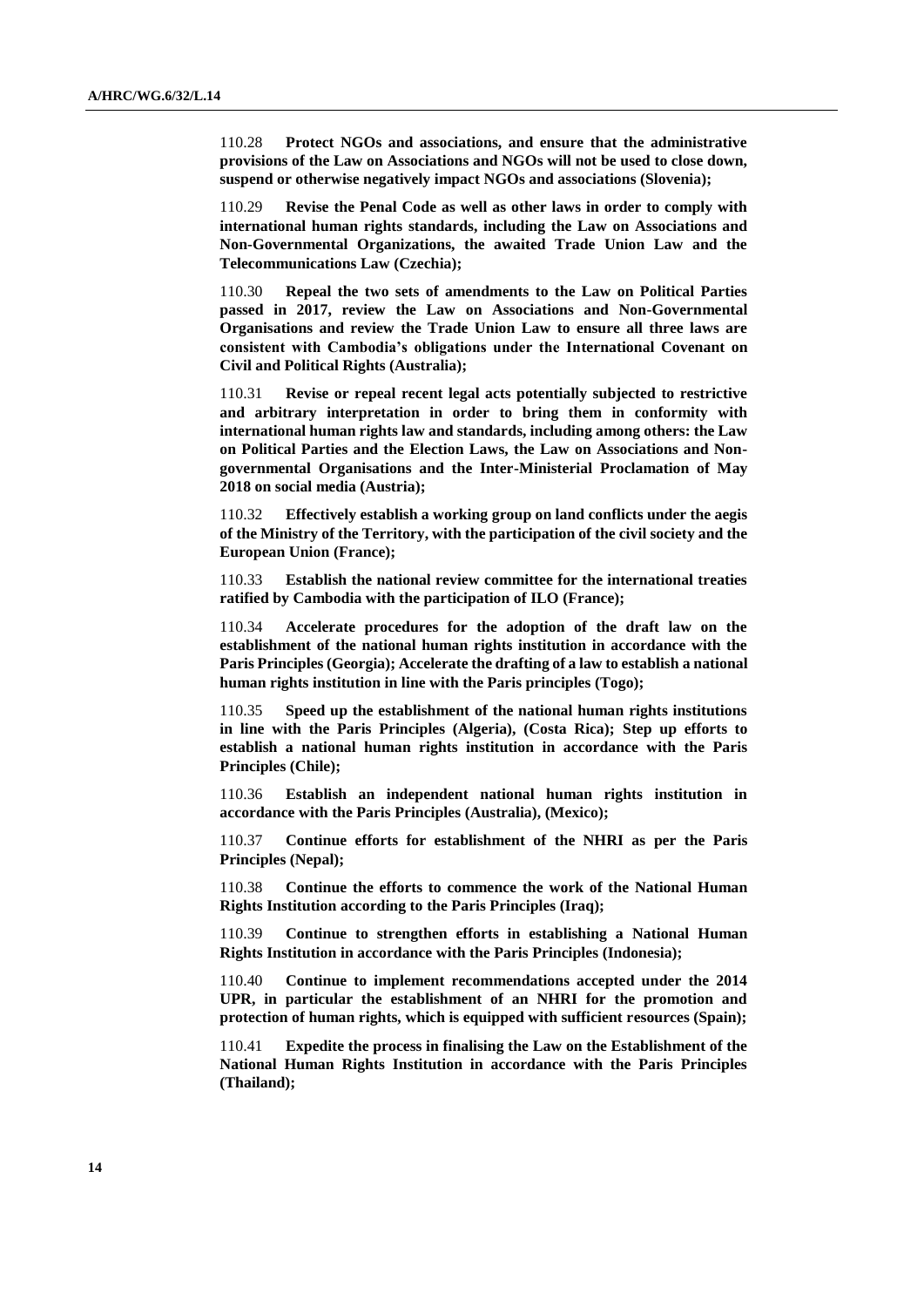110.28 **Protect NGOs and associations, and ensure that the administrative provisions of the Law on Associations and NGOs will not be used to close down, suspend or otherwise negatively impact NGOs and associations (Slovenia);**

110.29 **Revise the Penal Code as well as other laws in order to comply with international human rights standards, including the Law on Associations and Non-Governmental Organizations, the awaited Trade Union Law and the Telecommunications Law (Czechia);**

110.30 **Repeal the two sets of amendments to the Law on Political Parties passed in 2017, review the Law on Associations and Non-Governmental Organisations and review the Trade Union Law to ensure all three laws are consistent with Cambodia's obligations under the International Covenant on Civil and Political Rights (Australia);**

110.31 **Revise or repeal recent legal acts potentially subjected to restrictive and arbitrary interpretation in order to bring them in conformity with international human rights law and standards, including among others: the Law on Political Parties and the Election Laws, the Law on Associations and Non-governmental Organisations and the Inter-Ministerial Proclamation of May 2018 on social media (Austria);**

110.32 **Effectively establish a working group on land conflicts under the aegis of the Ministry of the Territory, with the participation of the civil society and the European Union (France);**

110.33 **Establish the national review committee for the international treaties ratified by Cambodia with the participation of ILO (France);**

110.34 **Accelerate procedures for the adoption of the draft law on the establishment of the national human rights institution in accordance with the Paris Principles (Georgia); Accelerate the drafting of a law to establish a national human rights institution in line with the Paris principles (Togo);**

110.35 **Speed up the establishment of the national human rights institutions in line with the Paris Principles (Algeria), (Costa Rica); Step up efforts to establish a national human rights institution in accordance with the Paris Principles (Chile);**

110.36 **Establish an independent national human rights institution in accordance with the Paris Principles (Australia), (Mexico);**

110.37 **Continue efforts for establishment of the NHRI as per the Paris Principles (Nepal);**

110.38 **Continue the efforts to commence the work of the National Human Rights Institution according to the Paris Principles (Iraq);**

110.39 **Continue to strengthen efforts in establishing a National Human Rights Institution in accordance with the Paris Principles (Indonesia);**

110.40 **Continue to implement recommendations accepted under the 2014 UPR, in particular the establishment of an NHRI for the promotion and protection of human rights, which is equipped with sufficient resources (Spain);**

110.41 **Expedite the process in finalising the Law on the Establishment of the National Human Rights Institution in accordance with the Paris Principles (Thailand);**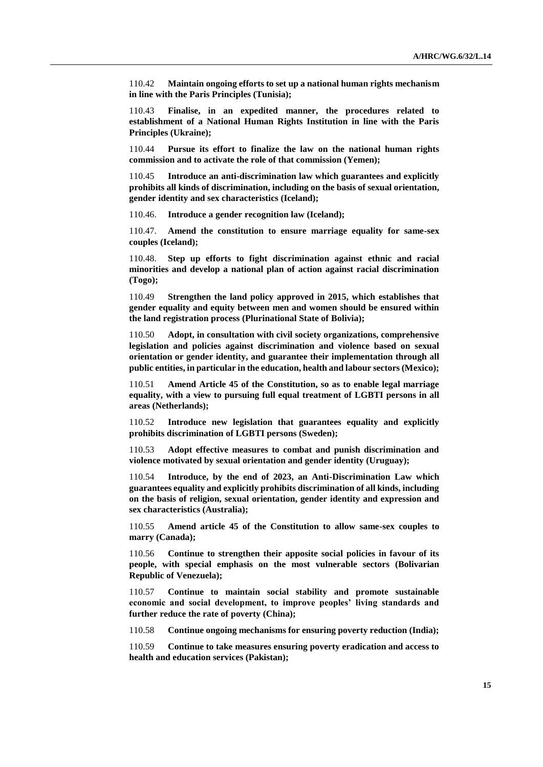110.42 **Maintain ongoing efforts to set up a national human rights mechanism in line with the Paris Principles (Tunisia);**

110.43 **Finalise, in an expedited manner, the procedures related to establishment of a National Human Rights Institution in line with the Paris Principles (Ukraine);**

110.44 **Pursue its effort to finalize the law on the national human rights commission and to activate the role of that commission (Yemen);**

110.45 **Introduce an anti-discrimination law which guarantees and explicitly prohibits all kinds of discrimination, including on the basis of sexual orientation, gender identity and sex characteristics (Iceland);**

110.46. **Introduce a gender recognition law (Iceland);**

110.47. **Amend the constitution to ensure marriage equality for same-sex couples (Iceland);**

110.48. **Step up efforts to fight discrimination against ethnic and racial minorities and develop a national plan of action against racial discrimination (Togo);**

110.49 **Strengthen the land policy approved in 2015, which establishes that gender equality and equity between men and women should be ensured within the land registration process (Plurinational State of Bolivia);**

110.50 **Adopt, in consultation with civil society organizations, comprehensive legislation and policies against discrimination and violence based on sexual orientation or gender identity, and guarantee their implementation through all public entities, in particular in the education, health and labour sectors (Mexico);**

110.51 **Amend Article 45 of the Constitution, so as to enable legal marriage equality, with a view to pursuing full equal treatment of LGBTI persons in all areas (Netherlands);**

110.52 **Introduce new legislation that guarantees equality and explicitly prohibits discrimination of LGBTI persons (Sweden);**

110.53 **Adopt effective measures to combat and punish discrimination and violence motivated by sexual orientation and gender identity (Uruguay);**

110.54 **Introduce, by the end of 2023, an Anti-Discrimination Law which guarantees equality and explicitly prohibits discrimination of all kinds, including on the basis of religion, sexual orientation, gender identity and expression and sex characteristics (Australia);**

110.55 **Amend article 45 of the Constitution to allow same-sex couples to marry (Canada);**

110.56 **Continue to strengthen their apposite social policies in favour of its people, with special emphasis on the most vulnerable sectors (Bolivarian Republic of Venezuela);**

110.57 **Continue to maintain social stability and promote sustainable economic and social development, to improve peoples' living standards and further reduce the rate of poverty (China);**

110.58 **Continue ongoing mechanisms for ensuring poverty reduction (India);**

110.59 **Continue to take measures ensuring poverty eradication and access to health and education services (Pakistan);**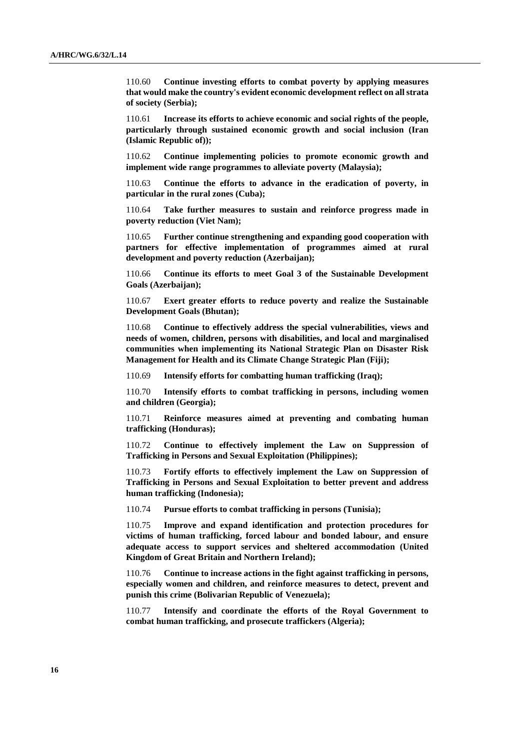110.60 **Continue investing efforts to combat poverty by applying measures that would make the country's evident economic development reflect on all strata of society (Serbia);**

110.61 **Increase its efforts to achieve economic and social rights of the people, particularly through sustained economic growth and social inclusion (Iran (Islamic Republic of));**

110.62 **Continue implementing policies to promote economic growth and implement wide range programmes to alleviate poverty (Malaysia);**

110.63 **Continue the efforts to advance in the eradication of poverty, in particular in the rural zones (Cuba);**

110.64 **Take further measures to sustain and reinforce progress made in poverty reduction (Viet Nam);**

110.65 **Further continue strengthening and expanding good cooperation with partners for effective implementation of programmes aimed at rural development and poverty reduction (Azerbaijan);**

110.66 **Continue its efforts to meet Goal 3 of the Sustainable Development Goals (Azerbaijan);**

110.67 **Exert greater efforts to reduce poverty and realize the Sustainable Development Goals (Bhutan);**

110.68 **Continue to effectively address the special vulnerabilities, views and needs of women, children, persons with disabilities, and local and marginalised communities when implementing its National Strategic Plan on Disaster Risk Management for Health and its Climate Change Strategic Plan (Fiji);**

110.69 **Intensify efforts for combatting human trafficking (Iraq);**

110.70 **Intensify efforts to combat trafficking in persons, including women and children (Georgia);**

110.71 **Reinforce measures aimed at preventing and combating human trafficking (Honduras);**

110.72 **Continue to effectively implement the Law on Suppression of Trafficking in Persons and Sexual Exploitation (Philippines);**

110.73 **Fortify efforts to effectively implement the Law on Suppression of Trafficking in Persons and Sexual Exploitation to better prevent and address human trafficking (Indonesia);**

110.74 **Pursue efforts to combat trafficking in persons (Tunisia);**

110.75 **Improve and expand identification and protection procedures for victims of human trafficking, forced labour and bonded labour, and ensure adequate access to support services and sheltered accommodation (United Kingdom of Great Britain and Northern Ireland);**

110.76 **Continue to increase actions in the fight against trafficking in persons, especially women and children, and reinforce measures to detect, prevent and punish this crime (Bolivarian Republic of Venezuela);**

110.77 **Intensify and coordinate the efforts of the Royal Government to combat human trafficking, and prosecute traffickers (Algeria);**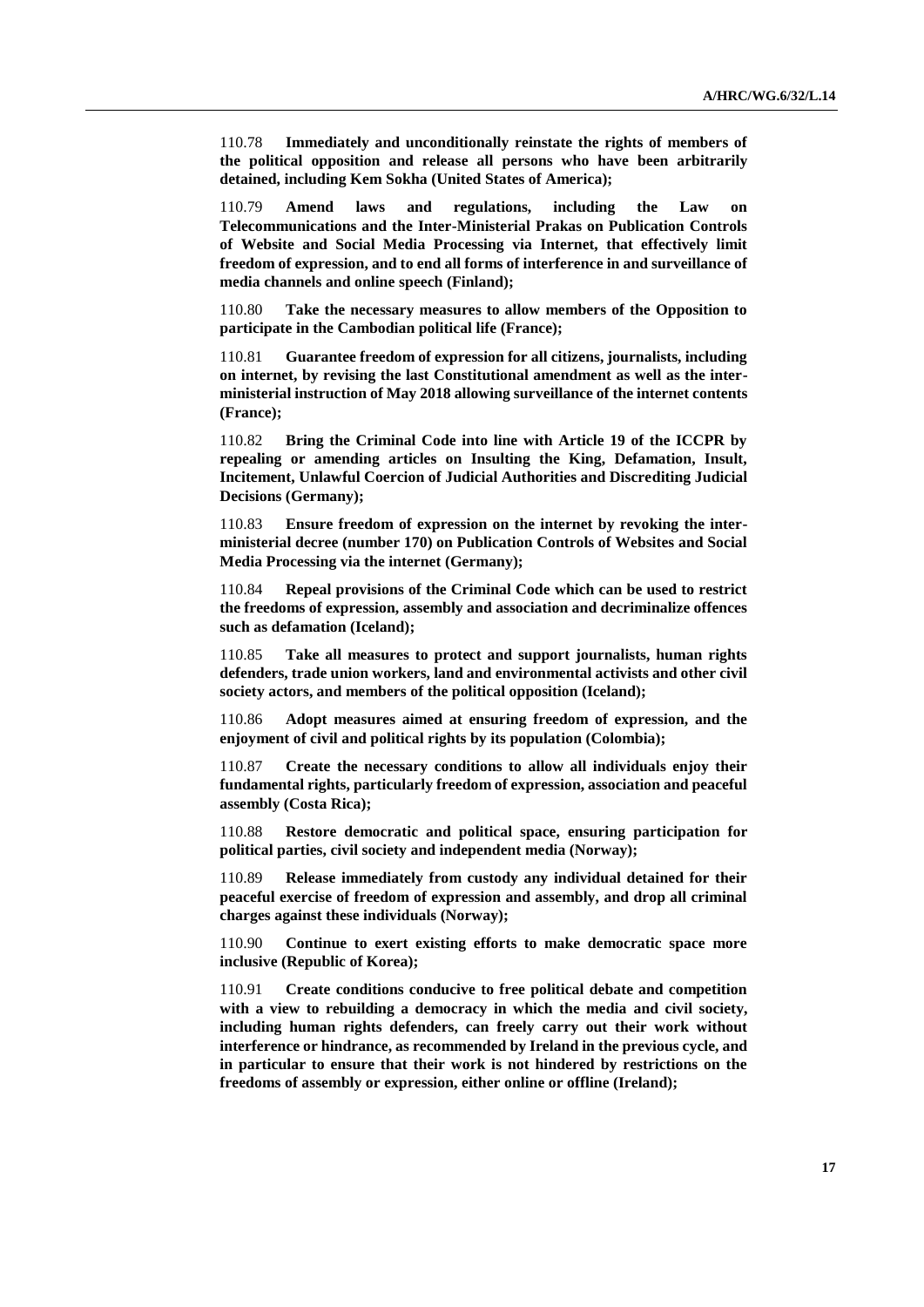110.78 **Immediately and unconditionally reinstate the rights of members of the political opposition and release all persons who have been arbitrarily detained, including Kem Sokha (United States of America);**

110.79 **Amend laws and regulations, including the Law on Telecommunications and the Inter-Ministerial Prakas on Publication Controls of Website and Social Media Processing via Internet, that effectively limit freedom of expression, and to end all forms of interference in and surveillance of media channels and online speech (Finland);**

110.80 **Take the necessary measures to allow members of the Opposition to participate in the Cambodian political life (France);**

110.81 **Guarantee freedom of expression for all citizens, journalists, including on internet, by revising the last Constitutional amendment as well as the inter-ministerial instruction of May 2018 allowing surveillance of the internet contents (France);**

110.82 **Bring the Criminal Code into line with Article 19 of the ICCPR by repealing or amending articles on Insulting the King, Defamation, Insult, Incitement, Unlawful Coercion of Judicial Authorities and Discrediting Judicial Decisions (Germany);**

110.83 **Ensure freedom of expression on the internet by revoking the inter-ministerial decree (number 170) on Publication Controls of Websites and Social Media Processing via the internet (Germany);**

110.84 **Repeal provisions of the Criminal Code which can be used to restrict the freedoms of expression, assembly and association and decriminalize offences such as defamation (Iceland);**

110.85 **Take all measures to protect and support journalists, human rights defenders, trade union workers, land and environmental activists and other civil society actors, and members of the political opposition (Iceland);**

110.86 **Adopt measures aimed at ensuring freedom of expression, and the enjoyment of civil and political rights by its population (Colombia);**

110.87 **Create the necessary conditions to allow all individuals enjoy their fundamental rights, particularly freedom of expression, association and peaceful assembly (Costa Rica);**

110.88 **Restore democratic and political space, ensuring participation for political parties, civil society and independent media (Norway);**

110.89 **Release immediately from custody any individual detained for their peaceful exercise of freedom of expression and assembly, and drop all criminal charges against these individuals (Norway);**

110.90 **Continue to exert existing efforts to make democratic space more inclusive (Republic of Korea);**

110.91 **Create conditions conducive to free political debate and competition with a view to rebuilding a democracy in which the media and civil society, including human rights defenders, can freely carry out their work without interference or hindrance, as recommended by Ireland in the previous cycle, and in particular to ensure that their work is not hindered by restrictions on the freedoms of assembly or expression, either online or offline (Ireland);**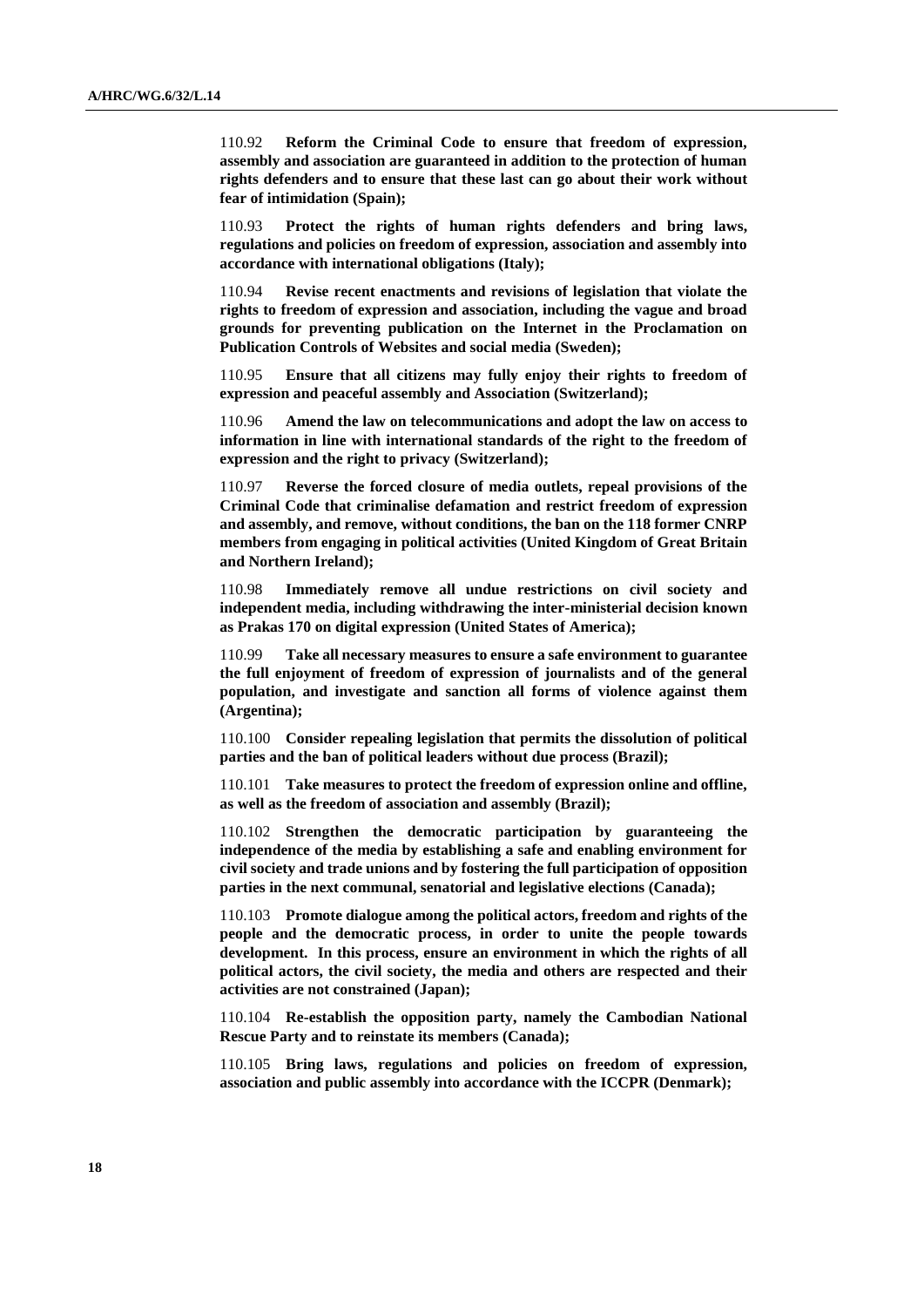110.92 **Reform the Criminal Code to ensure that freedom of expression, assembly and association are guaranteed in addition to the protection of human rights defenders and to ensure that these last can go about their work without fear of intimidation (Spain);**

110.93 **Protect the rights of human rights defenders and bring laws, regulations and policies on freedom of expression, association and assembly into accordance with international obligations (Italy);**

110.94 **Revise recent enactments and revisions of legislation that violate the rights to freedom of expression and association, including the vague and broad grounds for preventing publication on the Internet in the Proclamation on Publication Controls of Websites and social media (Sweden);**

110.95 **Ensure that all citizens may fully enjoy their rights to freedom of expression and peaceful assembly and Association (Switzerland);**

110.96 **Amend the law on telecommunications and adopt the law on access to information in line with international standards of the right to the freedom of expression and the right to privacy (Switzerland);**

110.97 **Reverse the forced closure of media outlets, repeal provisions of the Criminal Code that criminalise defamation and restrict freedom of expression and assembly, and remove, without conditions, the ban on the 118 former CNRP members from engaging in political activities (United Kingdom of Great Britain and Northern Ireland);**

110.98 **Immediately remove all undue restrictions on civil society and independent media, including withdrawing the inter-ministerial decision known as Prakas 170 on digital expression (United States of America);**

110.99 **Take all necessary measures to ensure a safe environment to guarantee the full enjoyment of freedom of expression of journalists and of the general population, and investigate and sanction all forms of violence against them (Argentina);**

110.100 **Consider repealing legislation that permits the dissolution of political parties and the ban of political leaders without due process (Brazil);**

110.101 **Take measures to protect the freedom of expression online and offline, as well as the freedom of association and assembly (Brazil);**

110.102 **Strengthen the democratic participation by guaranteeing the independence of the media by establishing a safe and enabling environment for civil society and trade unions and by fostering the full participation of opposition parties in the next communal, senatorial and legislative elections (Canada);**

110.103 **Promote dialogue among the political actors, freedom and rights of the people and the democratic process, in order to unite the people towards development. In this process, ensure an environment in which the rights of all political actors, the civil society, the media and others are respected and their activities are not constrained (Japan);**

110.104 **Re-establish the opposition party, namely the Cambodian National Rescue Party and to reinstate its members (Canada);**

110.105 **Bring laws, regulations and policies on freedom of expression, association and public assembly into accordance with the ICCPR (Denmark);**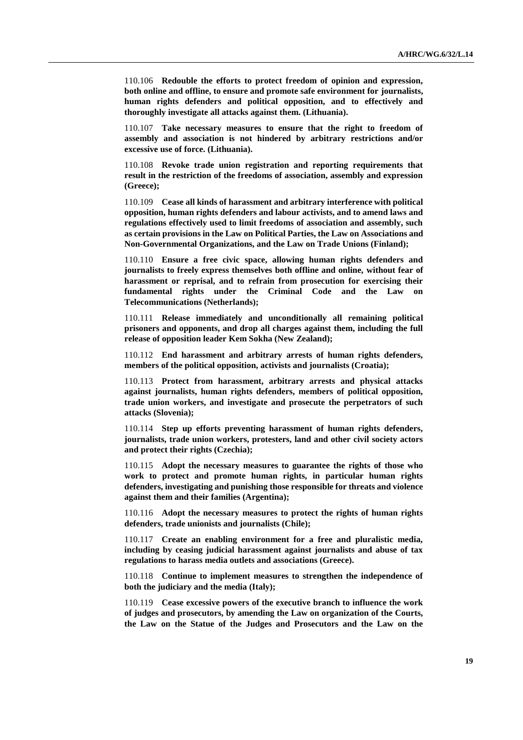110.106 **Redouble the efforts to protect freedom of opinion and expression, both online and offline, to ensure and promote safe environment for journalists, human rights defenders and political opposition, and to effectively and thoroughly investigate all attacks against them. (Lithuania).**

110.107 **Take necessary measures to ensure that the right to freedom of assembly and association is not hindered by arbitrary restrictions and/or excessive use of force. (Lithuania).**

110.108 **Revoke trade union registration and reporting requirements that result in the restriction of the freedoms of association, assembly and expression (Greece);**

110.109 **Cease all kinds of harassment and arbitrary interference with political opposition, human rights defenders and labour activists, and to amend laws and regulations effectively used to limit freedoms of association and assembly, such as certain provisions in the Law on Political Parties, the Law on Associations and Non-Governmental Organizations, and the Law on Trade Unions (Finland);**

110.110 **Ensure a free civic space, allowing human rights defenders and journalists to freely express themselves both offline and online, without fear of harassment or reprisal, and to refrain from prosecution for exercising their fundamental rights under the Criminal Code and the Law on Telecommunications (Netherlands);**

110.111 **Release immediately and unconditionally all remaining political prisoners and opponents, and drop all charges against them, including the full release of opposition leader Kem Sokha (New Zealand);**

110.112 **End harassment and arbitrary arrests of human rights defenders, members of the political opposition, activists and journalists (Croatia);**

110.113 **Protect from harassment, arbitrary arrests and physical attacks against journalists, human rights defenders, members of political opposition, trade union workers, and investigate and prosecute the perpetrators of such attacks (Slovenia);**

110.114 **Step up efforts preventing harassment of human rights defenders, journalists, trade union workers, protesters, land and other civil society actors and protect their rights (Czechia);**

110.115 **Adopt the necessary measures to guarantee the rights of those who work to protect and promote human rights, in particular human rights defenders, investigating and punishing those responsible for threats and violence against them and their families (Argentina);**

110.116 **Adopt the necessary measures to protect the rights of human rights defenders, trade unionists and journalists (Chile);**

110.117 **Create an enabling environment for a free and pluralistic media, including by ceasing judicial harassment against journalists and abuse of tax regulations to harass media outlets and associations (Greece).**

110.118 **Continue to implement measures to strengthen the independence of both the judiciary and the media (Italy);**

110.119 **Cease excessive powers of the executive branch to influence the work of judges and prosecutors, by amending the Law on organization of the Courts, the Law on the Statue of the Judges and Prosecutors and the Law on the**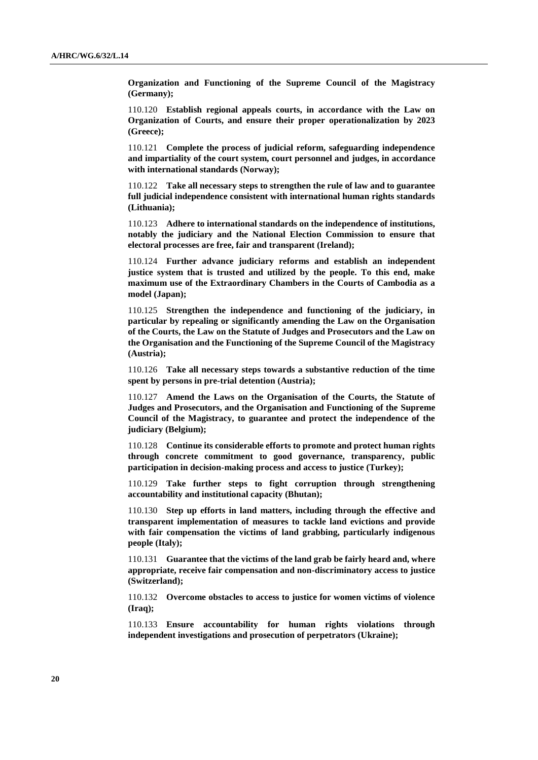**Organization and Functioning of the Supreme Council of the Magistracy (Germany);**

110.120 **Establish regional appeals courts, in accordance with the Law on Organization of Courts, and ensure their proper operationalization by 2023 (Greece);**

110.121 **Complete the process of judicial reform, safeguarding independence and impartiality of the court system, court personnel and judges, in accordance with international standards (Norway);**

110.122 **Take all necessary steps to strengthen the rule of law and to guarantee full judicial independence consistent with international human rights standards (Lithuania);**

110.123 **Adhere to international standards on the independence of institutions, notably the judiciary and the National Election Commission to ensure that electoral processes are free, fair and transparent (Ireland);**

110.124 **Further advance judiciary reforms and establish an independent justice system that is trusted and utilized by the people. To this end, make maximum use of the Extraordinary Chambers in the Courts of Cambodia as a model (Japan);**

110.125 **Strengthen the independence and functioning of the judiciary, in particular by repealing or significantly amending the Law on the Organisation of the Courts, the Law on the Statute of Judges and Prosecutors and the Law on the Organisation and the Functioning of the Supreme Council of the Magistracy (Austria);**

110.126 **Take all necessary steps towards a substantive reduction of the time spent by persons in pre-trial detention (Austria);**

110.127 **Amend the Laws on the Organisation of the Courts, the Statute of Judges and Prosecutors, and the Organisation and Functioning of the Supreme Council of the Magistracy, to guarantee and protect the independence of the judiciary (Belgium);**

110.128 **Continue its considerable efforts to promote and protect human rights through concrete commitment to good governance, transparency, public participation in decision-making process and access to justice (Turkey);**

110.129 **Take further steps to fight corruption through strengthening accountability and institutional capacity (Bhutan);**

110.130 **Step up efforts in land matters, including through the effective and transparent implementation of measures to tackle land evictions and provide with fair compensation the victims of land grabbing, particularly indigenous people (Italy);**

110.131 **Guarantee that the victims of the land grab be fairly heard and, where appropriate, receive fair compensation and non-discriminatory access to justice (Switzerland);**

110.132 **Overcome obstacles to access to justice for women victims of violence (Iraq);**

110.133 **Ensure accountability for human rights violations through independent investigations and prosecution of perpetrators (Ukraine);**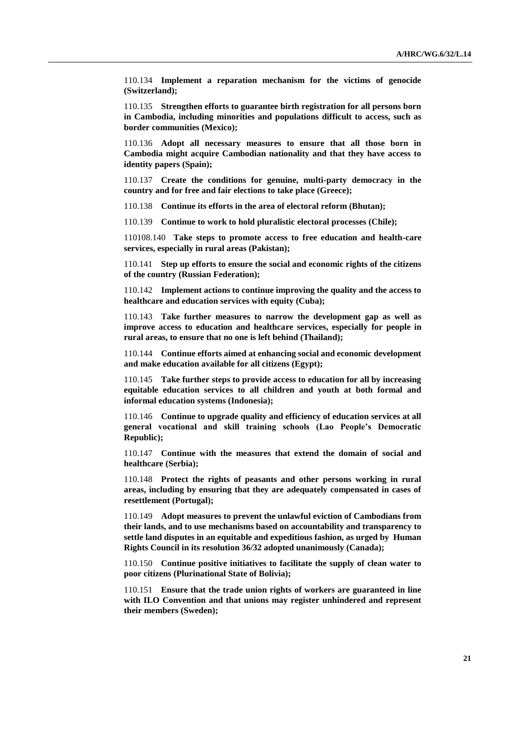110.134 **Implement a reparation mechanism for the victims of genocide (Switzerland);**

110.135 **Strengthen efforts to guarantee birth registration for all persons born in Cambodia, including minorities and populations difficult to access, such as border communities (Mexico);**

110.136 **Adopt all necessary measures to ensure that all those born in Cambodia might acquire Cambodian nationality and that they have access to identity papers (Spain);**

110.137 **Create the conditions for genuine, multi-party democracy in the country and for free and fair elections to take place (Greece);**

110.138 **Continue its efforts in the area of electoral reform (Bhutan);**

110.139 **Continue to work to hold pluralistic electoral processes (Chile);**

110108.140 **Take steps to promote access to free education and health-care services, especially in rural areas (Pakistan);**

110.141 **Step up efforts to ensure the social and economic rights of the citizens of the country (Russian Federation);**

110.142 **Implement actions to continue improving the quality and the access to healthcare and education services with equity (Cuba);**

110.143 **Take further measures to narrow the development gap as well as improve access to education and healthcare services, especially for people in rural areas, to ensure that no one is left behind (Thailand);**

110.144 **Continue efforts aimed at enhancing social and economic development and make education available for all citizens (Egypt);**

110.145 **Take further steps to provide access to education for all by increasing equitable education services to all children and youth at both formal and informal education systems (Indonesia);**

110.146 **Continue to upgrade quality and efficiency of education services at all general vocational and skill training schools (Lao People's Democratic Republic);**

110.147 **Continue with the measures that extend the domain of social and healthcare (Serbia);**

110.148 **Protect the rights of peasants and other persons working in rural areas, including by ensuring that they are adequately compensated in cases of resettlement (Portugal);**

110.149 **Adopt measures to prevent the unlawful eviction of Cambodians from their lands, and to use mechanisms based on accountability and transparency to settle land disputes in an equitable and expeditious fashion, as urged by Human Rights Council in its resolution 36/32 adopted unanimously (Canada);**

110.150 **Continue positive initiatives to facilitate the supply of clean water to poor citizens (Plurinational State of Bolivia);**

110.151 **Ensure that the trade union rights of workers are guaranteed in line with ILO Convention and that unions may register unhindered and represent their members (Sweden);**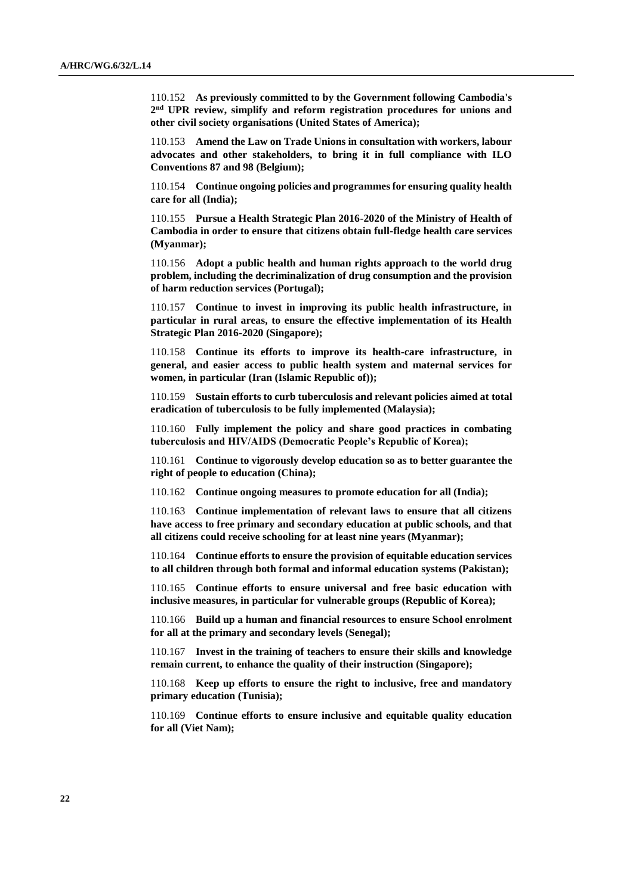110.152 **As previously committed to by the Government following Cambodia's 2nd UPR review, simplify and reform registration procedures for unions and other civil society organisations (United States of America);**

110.153 **Amend the Law on Trade Unions in consultation with workers, labour advocates and other stakeholders, to bring it in full compliance with ILO Conventions 87 and 98 (Belgium);**

110.154 **Continue ongoing policies and programmes for ensuring quality health care for all (India);**

110.155 **Pursue a Health Strategic Plan 2016-2020 of the Ministry of Health of Cambodia in order to ensure that citizens obtain full-fledge health care services (Myanmar);**

110.156 **Adopt a public health and human rights approach to the world drug problem, including the decriminalization of drug consumption and the provision of harm reduction services (Portugal);**

110.157 **Continue to invest in improving its public health infrastructure, in particular in rural areas, to ensure the effective implementation of its Health Strategic Plan 2016-2020 (Singapore);**

110.158 **Continue its efforts to improve its health-care infrastructure, in general, and easier access to public health system and maternal services for women, in particular (Iran (Islamic Republic of));**

110.159 **Sustain efforts to curb tuberculosis and relevant policies aimed at total eradication of tuberculosis to be fully implemented (Malaysia);**

110.160 **Fully implement the policy and share good practices in combating tuberculosis and HIV/AIDS (Democratic People's Republic of Korea);**

110.161 **Continue to vigorously develop education so as to better guarantee the right of people to education (China);**

110.162 **Continue ongoing measures to promote education for all (India);**

110.163 **Continue implementation of relevant laws to ensure that all citizens have access to free primary and secondary education at public schools, and that all citizens could receive schooling for at least nine years (Myanmar);**

110.164 **Continue efforts to ensure the provision of equitable education services to all children through both formal and informal education systems (Pakistan);**

110.165 **Continue efforts to ensure universal and free basic education with inclusive measures, in particular for vulnerable groups (Republic of Korea);**

110.166 **Build up a human and financial resources to ensure School enrolment for all at the primary and secondary levels (Senegal);**

110.167 **Invest in the training of teachers to ensure their skills and knowledge remain current, to enhance the quality of their instruction (Singapore);**

110.168 **Keep up efforts to ensure the right to inclusive, free and mandatory primary education (Tunisia);**

110.169 **Continue efforts to ensure inclusive and equitable quality education for all (Viet Nam);**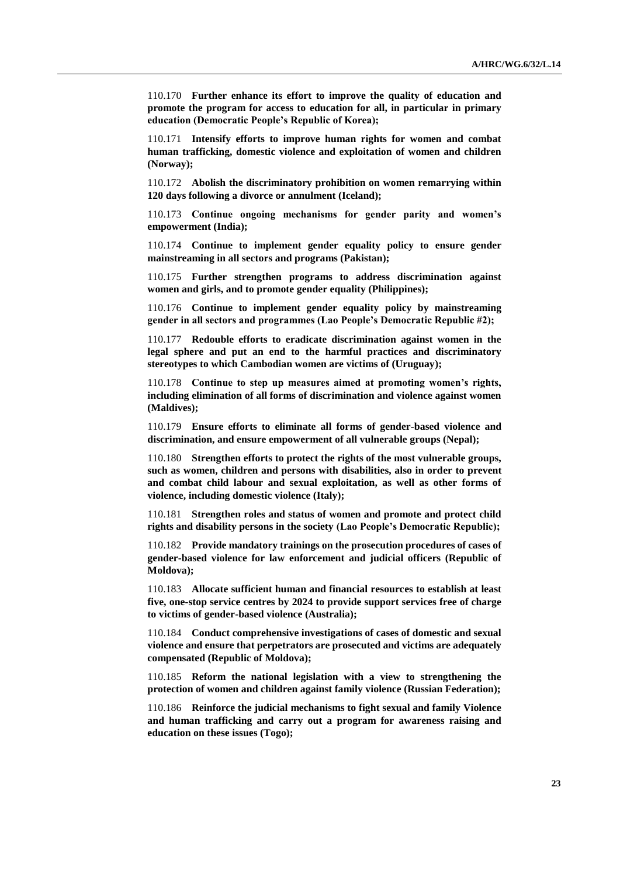110.170 **Further enhance its effort to improve the quality of education and promote the program for access to education for all, in particular in primary education (Democratic People's Republic of Korea);**

110.171 **Intensify efforts to improve human rights for women and combat human trafficking, domestic violence and exploitation of women and children (Norway);**

110.172 **Abolish the discriminatory prohibition on women remarrying within 120 days following a divorce or annulment (Iceland);**

110.173 **Continue ongoing mechanisms for gender parity and women's empowerment (India);**

110.174 **Continue to implement gender equality policy to ensure gender mainstreaming in all sectors and programs (Pakistan);**

110.175 **Further strengthen programs to address discrimination against women and girls, and to promote gender equality (Philippines);**

110.176 **Continue to implement gender equality policy by mainstreaming gender in all sectors and programmes (Lao People's Democratic Republic #2);**

110.177 **Redouble efforts to eradicate discrimination against women in the legal sphere and put an end to the harmful practices and discriminatory stereotypes to which Cambodian women are victims of (Uruguay);**

110.178 **Continue to step up measures aimed at promoting women's rights, including elimination of all forms of discrimination and violence against women (Maldives);**

110.179 **Ensure efforts to eliminate all forms of gender-based violence and discrimination, and ensure empowerment of all vulnerable groups (Nepal);**

110.180 **Strengthen efforts to protect the rights of the most vulnerable groups, such as women, children and persons with disabilities, also in order to prevent and combat child labour and sexual exploitation, as well as other forms of violence, including domestic violence (Italy);**

110.181 **Strengthen roles and status of women and promote and protect child rights and disability persons in the society (Lao People's Democratic Republic);**

110.182 **Provide mandatory trainings on the prosecution procedures of cases of gender-based violence for law enforcement and judicial officers (Republic of Moldova);**

110.183 **Allocate sufficient human and financial resources to establish at least five, one-stop service centres by 2024 to provide support services free of charge to victims of gender-based violence (Australia);**

110.184 **Conduct comprehensive investigations of cases of domestic and sexual violence and ensure that perpetrators are prosecuted and victims are adequately compensated (Republic of Moldova);**

110.185 **Reform the national legislation with a view to strengthening the protection of women and children against family violence (Russian Federation);**

110.186 **Reinforce the judicial mechanisms to fight sexual and family Violence and human trafficking and carry out a program for awareness raising and education on these issues (Togo);**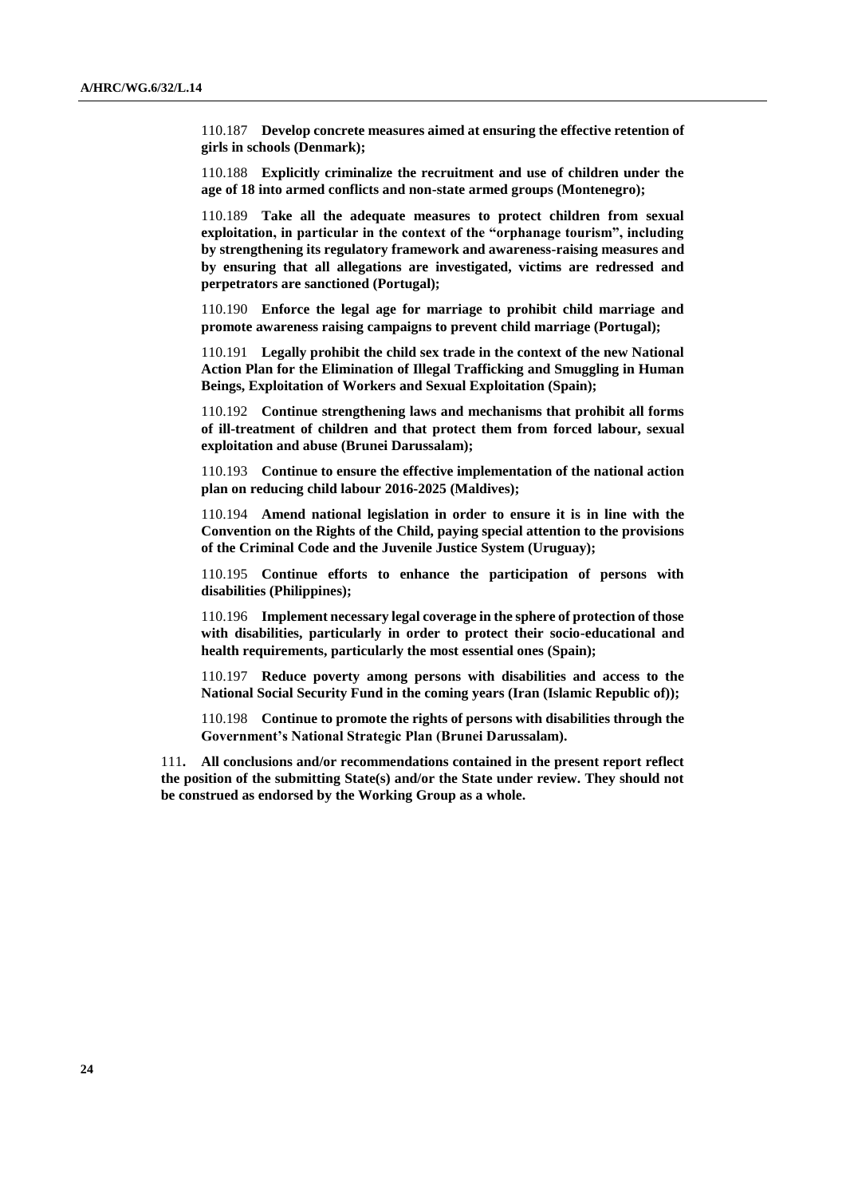110.187 **Develop concrete measures aimed at ensuring the effective retention of girls in schools (Denmark);**

110.188 **Explicitly criminalize the recruitment and use of children under the age of 18 into armed conflicts and non-state armed groups (Montenegro);**

110.189 **Take all the adequate measures to protect children from sexual exploitation, in particular in the context of the "orphanage tourism", including by strengthening its regulatory framework and awareness-raising measures and by ensuring that all allegations are investigated, victims are redressed and perpetrators are sanctioned (Portugal);**

110.190 **Enforce the legal age for marriage to prohibit child marriage and promote awareness raising campaigns to prevent child marriage (Portugal);**

110.191 **Legally prohibit the child sex trade in the context of the new National Action Plan for the Elimination of Illegal Trafficking and Smuggling in Human Beings, Exploitation of Workers and Sexual Exploitation (Spain);**

110.192 **Continue strengthening laws and mechanisms that prohibit all forms of ill-treatment of children and that protect them from forced labour, sexual exploitation and abuse (Brunei Darussalam);**

110.193 **Continue to ensure the effective implementation of the national action plan on reducing child labour 2016-2025 (Maldives);**

110.194 **Amend national legislation in order to ensure it is in line with the Convention on the Rights of the Child, paying special attention to the provisions of the Criminal Code and the Juvenile Justice System (Uruguay);**

110.195 **Continue efforts to enhance the participation of persons with disabilities (Philippines);**

110.196 **Implement necessary legal coverage in the sphere of protection of those with disabilities, particularly in order to protect their socio-educational and health requirements, particularly the most essential ones (Spain);**

110.197 **Reduce poverty among persons with disabilities and access to the National Social Security Fund in the coming years (Iran (Islamic Republic of));**

110.198 **Continue to promote the rights of persons with disabilities through the Government's National Strategic Plan (Brunei Darussalam).**

111**. All conclusions and/or recommendations contained in the present report reflect the position of the submitting State(s) and/or the State under review. They should not be construed as endorsed by the Working Group as a whole.**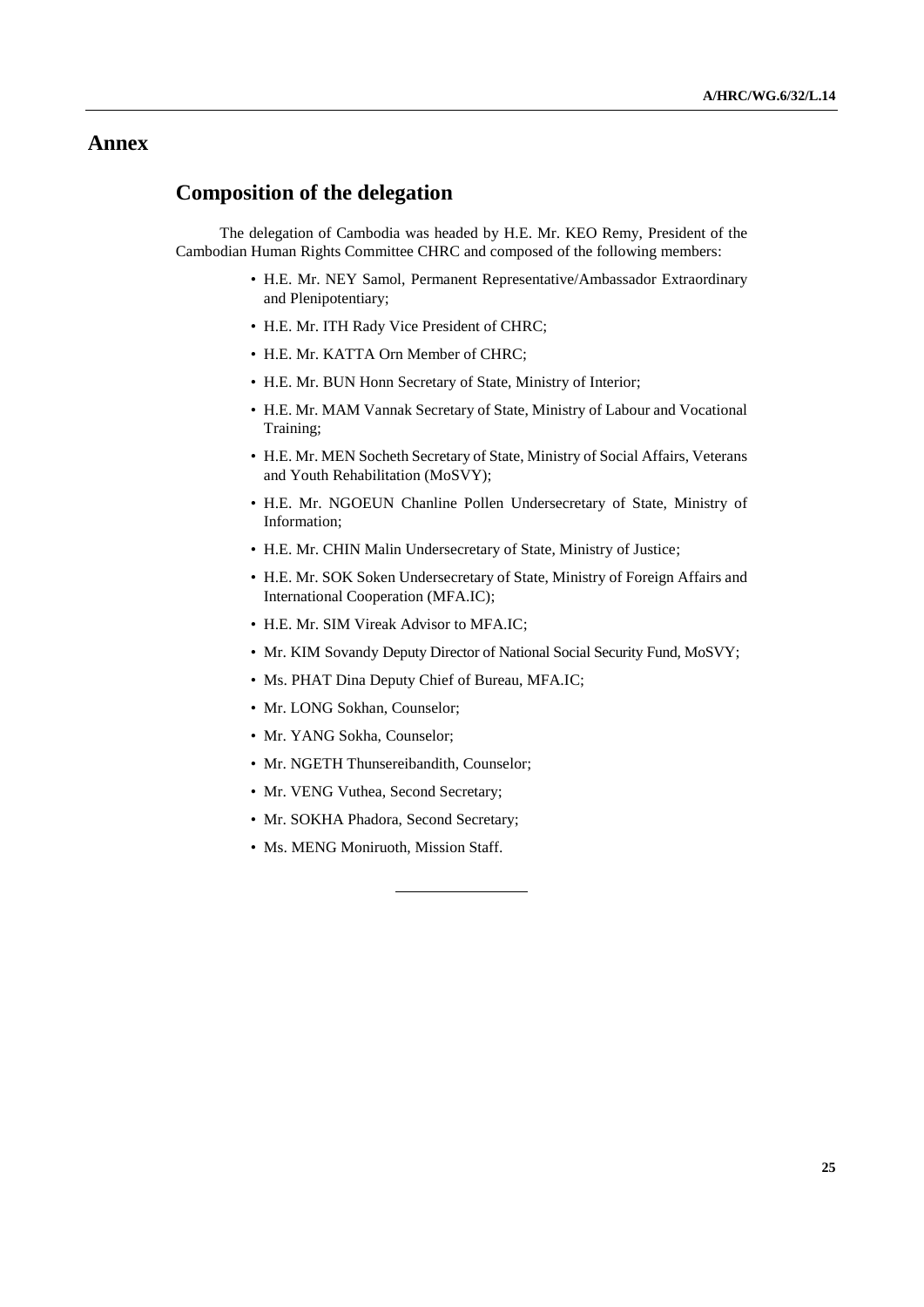# Annex

## Composition of the delegation

The delegation of Cambodia was headed by H.E. Mr. KEO Remy, President of the Cambodian Human Rights Committee CHRC and composed of the following members:

- H.E. Mr. NEY Samol, Permanent Representative/Ambassador Extraordinary and Plenipotentiary;
- H.E. Mr. ITH Rady Vice President of CHRC;
- H.E. Mr. KATTA Orn Member of CHRC;
- H.E. Mr. BUN Honn Secretary of State, Ministry of Interior;
- H.E. Mr. MAM Vannak Secretary of State, Ministry of Labour and Vocational Training;
- H.E. Mr. MEN Socheth Secretary of State, Ministry of Social Affairs, Veterans and Youth Rehabilitation (MoSVY);
- H.E. Mr. NGOEUN Chanline Pollen Undersecretary of State, Ministry of Information;
- H.E. Mr. CHIN Malin Undersecretary of State, Ministry of Justice;
- H.E. Mr. SOK Soken Undersecretary of State, Ministry of Foreign Affairs and International Cooperation (MFA.IC);
- H.E. Mr. SIM Vireak Advisor to MFA.IC;
- Mr. KIM Sovandy Deputy Director of National Social Security Fund, MoSVY;
- Ms. PHAT Dina Deputy Chief of Bureau, MFA.IC;
- Mr. LONG Sokhan, Counselor;
- Mr. YANG Sokha, Counselor;
- Mr. NGETH Thunsereibandith, Counselor;
- Mr. VENG Vuthea, Second Secretary;
- Mr. SOKHA Phadora, Second Secretary;
- Ms. MENG Moniruoth, Mission Staff.